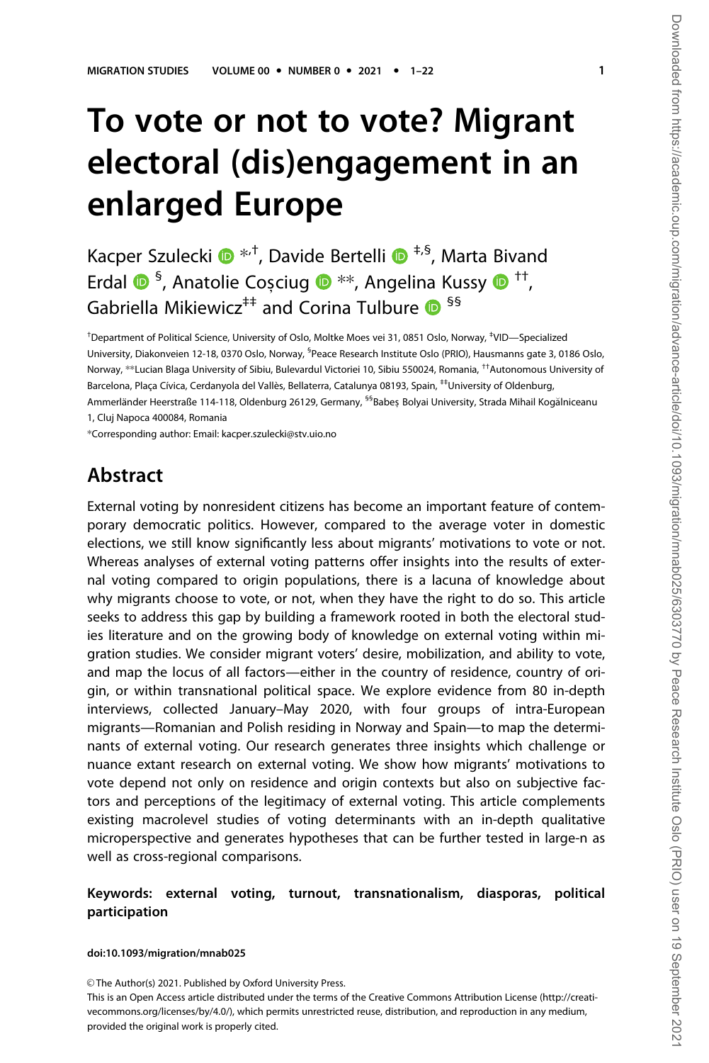# To vote or not to vote? Migrant electoral (dis)engagement in an enlarged Europe

Kacper Szulecki [*,†], Davide Bertelli [‡,§], Marta Bivand Erdal [§], Anatolie Coşciug [**], Angelina Kussy [††], Gabriella Mikiewicz [‡‡] and Corina Tulbure [§§]

[†]Department of Political Science, University of Oslo, Moltke Moes vei 31, 0851 Oslo, Norway, [‡]VID—Specialized University, Diakonveien 12-18, 0370 Oslo, Norway, [§]Peace Research Institute Oslo (PRIO), Hausmanns gate 3, 0186 Oslo, Norway, [**]Lucian Blaga University of Sibiu, Bulevardul Victoriei 10, Sibiu 550024, Romania, [††]Autonomous University of Barcelona, Plaça Cívica, Cerdanyola del Vallès, Bellaterra, Catalunya 08193, Spain, [‡‡]University of Oldenburg, Ammerländer Heerstraße 114-118, Oldenburg 26129, Germany, [§§]Babeş Bolyai University, Strada Mihail Kogălniceanu 1, Cluj Napoca 400084, Romania

[*]Corresponding author: Email: kacper.szulecki@stv.uio.no

## Abstract

External voting by nonresident citizens has become an important feature of contemporary democratic politics. However, compared to the average voter in domestic elections, we still know significantly less about migrants' motivations to vote or not. Whereas analyses of external voting patterns offer insights into the results of external voting compared to origin populations, there is a lacuna of knowledge about why migrants choose to vote, or not, when they have the right to do so. This article seeks to address this gap by building a framework rooted in both the electoral studies literature and on the growing body of knowledge on external voting within migration studies. We consider migrant voters' desire, mobilization, and ability to vote, and map the locus of all factors—either in the country of residence, country of origin, or within transnational political space. We explore evidence from 80 in-depth interviews, collected January–May 2020, with four groups of intra-European migrants—Romanian and Polish residing in Norway and Spain—to map the determinants of external voting. Our research generates three insights which challenge or nuance extant research on external voting. We show how migrants' motivations to vote depend not only on residence and origin contexts but also on subjective factors and perceptions of the legitimacy of external voting. This article complements existing macrolevel studies of voting determinants with an in-depth qualitative microperspective and generates hypotheses that can be further tested in large-n as well as cross-regional comparisons.

**Keywords: external voting, turnout, transnationalism, diasporas, political participation**

**doi:10.1093/migration/mnab025**

© The Author(s) 2021. Published by Oxford University Press.

This is an Open Access article distributed under the terms of the Creative Commons Attribution License (http://creativecommons.org/licenses/by/4.0/), which permits unrestricted reuse, distribution, and reproduction in any medium, provided the original work is properly cited.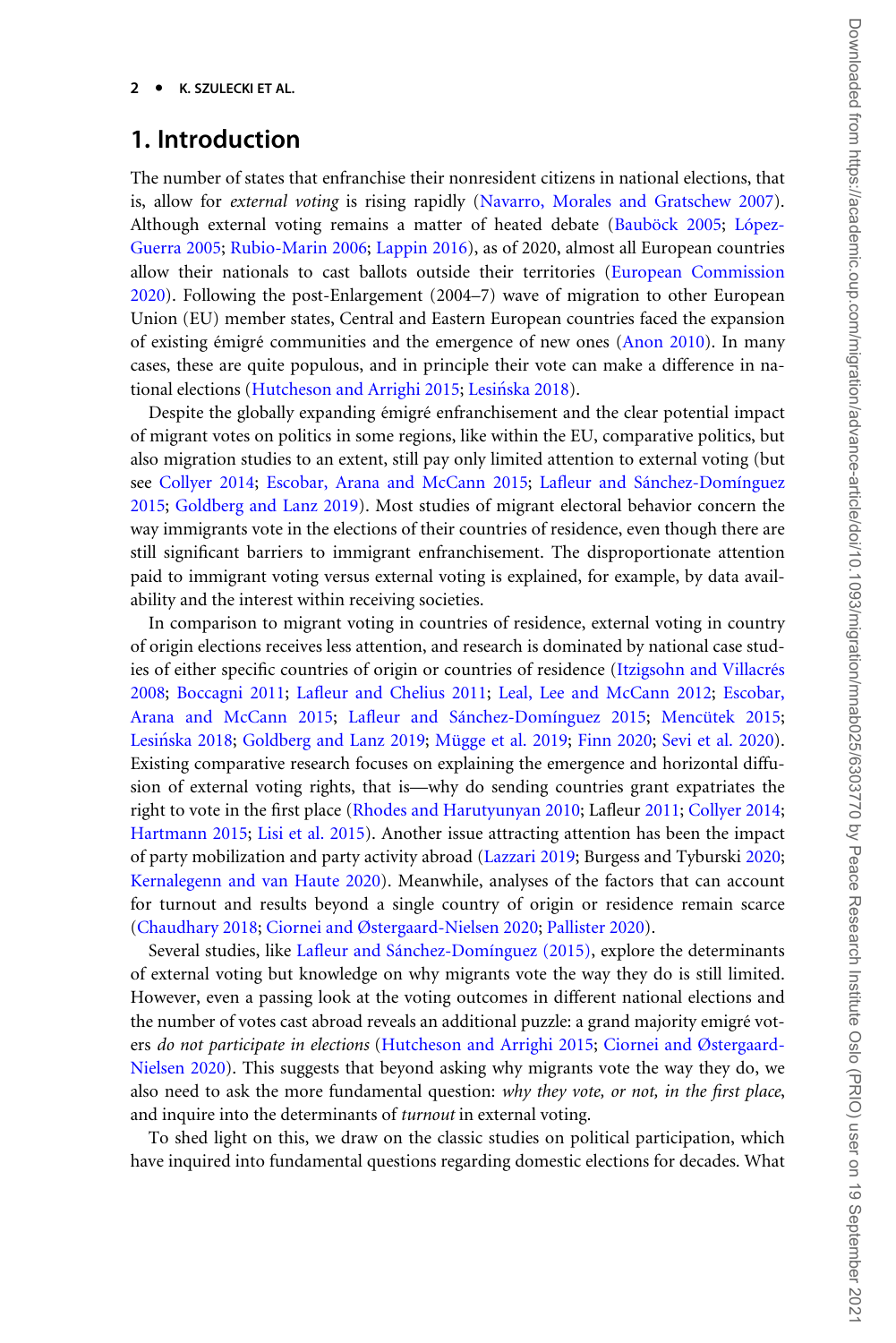## 1. Introduction

The number of states that enfranchise their nonresident citizens in national elections, that is, allow for *external voting* is rising rapidly (Navarro, Morales and Gratschew 2007). Although external voting remains a matter of heated debate (Bauböck 2005; López-Guerra 2005; Rubio-Marin 2006; Lappin 2016), as of 2020, almost all European countries allow their nationals to cast ballots outside their territories (European Commission 2020). Following the post-Enlargement (2004–7) wave of migration to other European Union (EU) member states, Central and Eastern European countries faced the expansion of existing émigré communities and the emergence of new ones (Anon 2010). In many cases, these are quite populous, and in principle their vote can make a difference in national elections (Hutcheson and Arrighi 2015; Lesińska 2018).

Despite the globally expanding émigré enfranchisement and the clear potential impact of migrant votes on politics in some regions, like within the EU, comparative politics, but also migration studies to an extent, still pay only limited attention to external voting (but see Collyer 2014; Escobar, Arana and McCann 2015; Lafleur and Sánchez-Domínguez 2015; Goldberg and Lanz 2019). Most studies of migrant electoral behavior concern the way immigrants vote in the elections of their countries of residence, even though there are still significant barriers to immigrant enfranchisement. The disproportionate attention paid to immigrant voting versus external voting is explained, for example, by data availability and the interest within receiving societies.

In comparison to migrant voting in countries of residence, external voting in country of origin elections receives less attention, and research is dominated by national case studies of either specific countries of origin or countries of residence (Itzigsohn and Villacrés 2008; Boccagni 2011; Lafleur and Chelius 2011; Leal, Lee and McCann 2012; Escobar, Arana and McCann 2015; Lafleur and Sánchez-Domínguez 2015; Mencütek 2015; Lesińska 2018; Goldberg and Lanz 2019; Mügge et al. 2019; Finn 2020; Sevi et al. 2020). Existing comparative research focuses on explaining the emergence and horizontal diffusion of external voting rights, that is—why do sending countries grant expatriates the right to vote in the first place (Rhodes and Harutyunyan 2010; Lafleur 2011; Collyer 2014; Hartmann 2015; Lisi et al. 2015). Another issue attracting attention has been the impact of party mobilization and party activity abroad (Lazzari 2019; Burgess and Tyburski 2020; Kernalegenn and van Haute 2020). Meanwhile, analyses of the factors that can account for turnout and results beyond a single country of origin or residence remain scarce (Chaudhary 2018; Ciornei and Østergaard-Nielsen 2020; Pallister 2020).

Several studies, like Lafleur and Sánchez-Domínguez (2015), explore the determinants of external voting but knowledge on why migrants vote the way they do is still limited. However, even a passing look at the voting outcomes in different national elections and the number of votes cast abroad reveals an additional puzzle: a grand majority emigré voters *do not participate in elections* (Hutcheson and Arrighi 2015; Ciornei and Østergaard-Nielsen 2020). This suggests that beyond asking why migrants vote the way they do, we also need to ask the more fundamental question: *why they vote, or not, in the first place*, and inquire into the determinants of *turnout* in external voting.

To shed light on this, we draw on the classic studies on political participation, which have inquired into fundamental questions regarding domestic elections for decades. What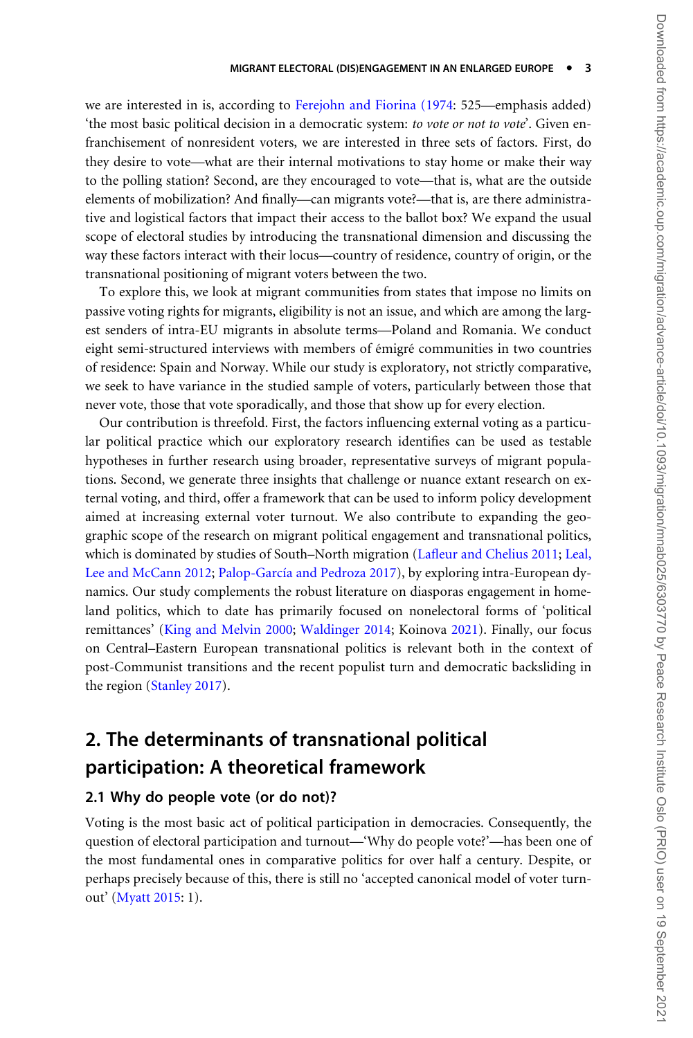we are interested in is, according to Ferejohn and Fiorina (1974: 525—emphasis added) 'the most basic political decision in a democratic system: *to vote or not to vote*'. Given enfranchisement of nonresident voters, we are interested in three sets of factors. First, do they desire to vote—what are their internal motivations to stay home or make their way to the polling station? Second, are they encouraged to vote—that is, what are the outside elements of mobilization? And finally—can migrants vote?—that is, are there administrative and logistical factors that impact their access to the ballot box? We expand the usual scope of electoral studies by introducing the transnational dimension and discussing the way these factors interact with their locus—country of residence, country of origin, or the transnational positioning of migrant voters between the two.

To explore this, we look at migrant communities from states that impose no limits on passive voting rights for migrants, eligibility is not an issue, and which are among the largest senders of intra-EU migrants in absolute terms—Poland and Romania. We conduct eight semi-structured interviews with members of émigré communities in two countries of residence: Spain and Norway. While our study is exploratory, not strictly comparative, we seek to have variance in the studied sample of voters, particularly between those that never vote, those that vote sporadically, and those that show up for every election.

Our contribution is threefold. First, the factors influencing external voting as a particular political practice which our exploratory research identifies can be used as testable hypotheses in further research using broader, representative surveys of migrant populations. Second, we generate three insights that challenge or nuance extant research on external voting, and third, offer a framework that can be used to inform policy development aimed at increasing external voter turnout. We also contribute to expanding the geographic scope of the research on migrant political engagement and transnational politics, which is dominated by studies of South–North migration (Lafleur and Chelius 2011; Leal, Lee and McCann 2012; Palop-García and Pedroza 2017), by exploring intra-European dynamics. Our study complements the robust literature on diasporas engagement in homeland politics, which to date has primarily focused on nonelectoral forms of 'political remittances' (King and Melvin 2000; Waldinger 2014; Koinova 2021). Finally, our focus on Central–Eastern European transnational politics is relevant both in the context of post-Communist transitions and the recent populist turn and democratic backsliding in the region (Stanley 2017).

## 2. The determinants of transnational political participation: A theoretical framework

### 2.1 Why do people vote (or do not)?

Voting is the most basic act of political participation in democracies. Consequently, the question of electoral participation and turnout—'Why do people vote?'—has been one of the most fundamental ones in comparative politics for over half a century. Despite, or perhaps precisely because of this, there is still no 'accepted canonical model of voter turnout' (Myatt 2015: 1).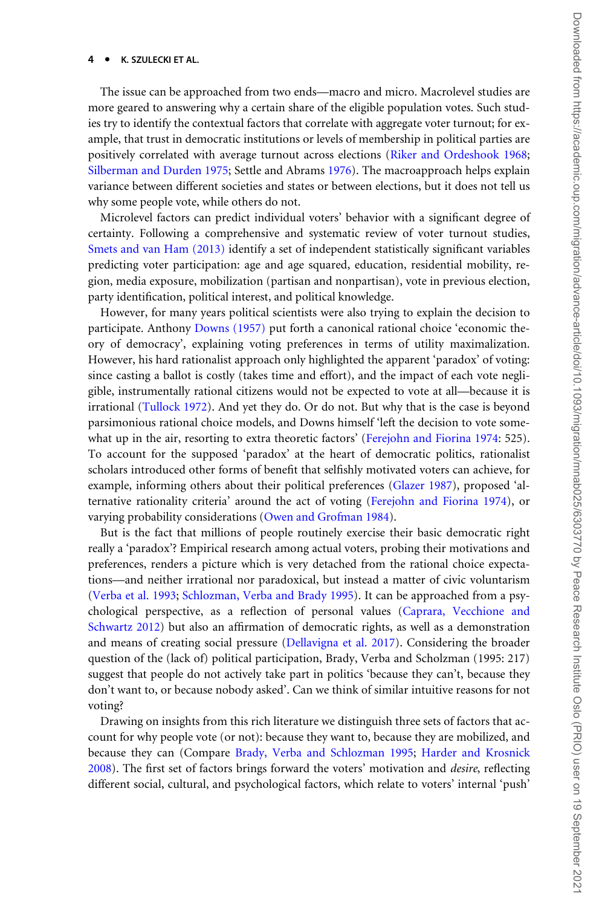The issue can be approached from two ends—macro and micro. Macrolevel studies are more geared to answering why a certain share of the eligible population votes. Such studies try to identify the contextual factors that correlate with aggregate voter turnout; for example, that trust in democratic institutions or levels of membership in political parties are positively correlated with average turnout across elections (Riker and Ordeshook 1968; Silberman and Durden 1975; Settle and Abrams 1976). The macroapproach helps explain variance between different societies and states or between elections, but it does not tell us why some people vote, while others do not.

Microlevel factors can predict individual voters' behavior with a significant degree of certainty. Following a comprehensive and systematic review of voter turnout studies, Smets and van Ham (2013) identify a set of independent statistically significant variables predicting voter participation: age and age squared, education, residential mobility, region, media exposure, mobilization (partisan and nonpartisan), vote in previous election, party identification, political interest, and political knowledge.

However, for many years political scientists were also trying to explain the decision to participate. Anthony Downs (1957) put forth a canonical rational choice 'economic theory of democracy', explaining voting preferences in terms of utility maximalization. However, his hard rationalist approach only highlighted the apparent 'paradox' of voting: since casting a ballot is costly (takes time and effort), and the impact of each vote negligible, instrumentally rational citizens would not be expected to vote at all—because it is irrational (Tullock 1972). And yet they do. Or do not. But why that is the case is beyond parsimonious rational choice models, and Downs himself 'left the decision to vote somewhat up in the air, resorting to extra theoretic factors' (Ferejohn and Fiorina 1974: 525). To account for the supposed 'paradox' at the heart of democratic politics, rationalist scholars introduced other forms of benefit that selfishly motivated voters can achieve, for example, informing others about their political preferences (Glazer 1987), proposed 'alternative rationality criteria' around the act of voting (Ferejohn and Fiorina 1974), or varying probability considerations (Owen and Grofman 1984).

But is the fact that millions of people routinely exercise their basic democratic right really a 'paradox'? Empirical research among actual voters, probing their motivations and preferences, renders a picture which is very detached from the rational choice expectations—and neither irrational nor paradoxical, but instead a matter of civic voluntarism (Verba et al. 1993; Schlozman, Verba and Brady 1995). It can be approached from a psychological perspective, as a reflection of personal values (Caprara, Vecchione and Schwartz 2012) but also an affirmation of democratic rights, as well as a demonstration and means of creating social pressure (Dellavigna et al. 2017). Considering the broader question of the (lack of) political participation, Brady, Verba and Scholzman (1995: 217) suggest that people do not actively take part in politics 'because they can't, because they don't want to, or because nobody asked'. Can we think of similar intuitive reasons for not voting?

Drawing on insights from this rich literature we distinguish three sets of factors that account for why people vote (or not): because they want to, because they are mobilized, and because they can (Compare Brady, Verba and Schlozman 1995; Harder and Krosnick 2008). The first set of factors brings forward the voters' motivation and *desire*, reflecting different social, cultural, and psychological factors, which relate to voters' internal 'push'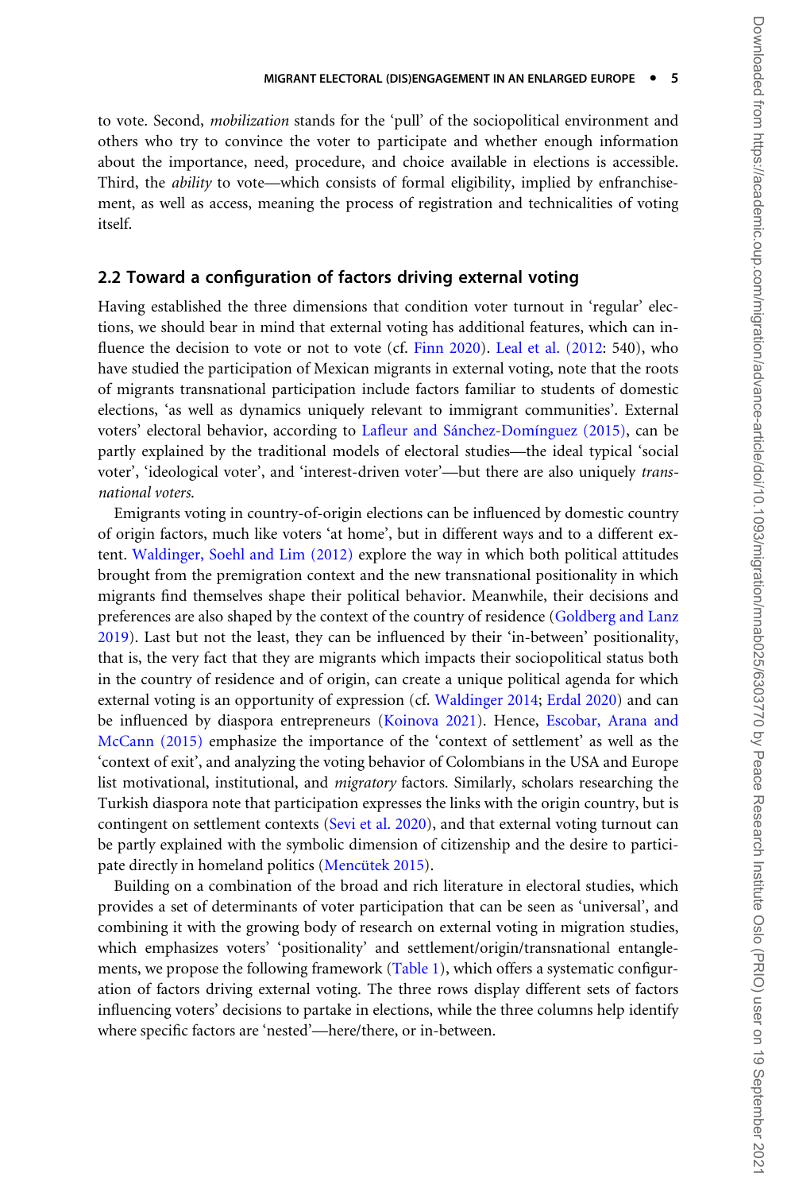to vote. Second, *mobilization* stands for the 'pull' of the sociopolitical environment and others who try to convince the voter to participate and whether enough information about the importance, need, procedure, and choice available in elections is accessible. Third, the *ability* to vote—which consists of formal eligibility, implied by enfranchisement, as well as access, meaning the process of registration and technicalities of voting itself.

## 2.2 Toward a configuration of factors driving external voting

Having established the three dimensions that condition voter turnout in 'regular' elections, we should bear in mind that external voting has additional features, which can influence the decision to vote or not to vote (cf. Finn 2020). Leal et al. (2012: 540), who have studied the participation of Mexican migrants in external voting, note that the roots of migrants transnational participation include factors familiar to students of domestic elections, 'as well as dynamics uniquely relevant to immigrant communities'. External voters' electoral behavior, according to Lafleur and Sánchez-Domínguez (2015), can be partly explained by the traditional models of electoral studies—the ideal typical 'social voter', 'ideological voter', and 'interest-driven voter'—but there are also uniquely *transnational voters.*

Emigrants voting in country-of-origin elections can be influenced by domestic country of origin factors, much like voters 'at home', but in different ways and to a different extent. Waldinger, Soehl and Lim (2012) explore the way in which both political attitudes brought from the premigration context and the new transnational positionality in which migrants find themselves shape their political behavior. Meanwhile, their decisions and preferences are also shaped by the context of the country of residence (Goldberg and Lanz 2019). Last but not the least, they can be influenced by their 'in-between' positionality, that is, the very fact that they are migrants which impacts their sociopolitical status both in the country of residence and of origin, can create a unique political agenda for which external voting is an opportunity of expression (cf. Waldinger 2014; Erdal 2020) and can be influenced by diaspora entrepreneurs (Koinova 2021). Hence, Escobar, Arana and McCann (2015) emphasize the importance of the 'context of settlement' as well as the 'context of exit', and analyzing the voting behavior of Colombians in the USA and Europe list motivational, institutional, and *migratory* factors. Similarly, scholars researching the Turkish diaspora note that participation expresses the links with the origin country, but is contingent on settlement contexts (Sevi et al. 2020), and that external voting turnout can be partly explained with the symbolic dimension of citizenship and the desire to participate directly in homeland politics (Mencütek 2015).

Building on a combination of the broad and rich literature in electoral studies, which provides a set of determinants of voter participation that can be seen as 'universal', and combining it with the growing body of research on external voting in migration studies, which emphasizes voters' 'positionality' and settlement/origin/transnational entanglements, we propose the following framework (Table 1), which offers a systematic configuration of factors driving external voting. The three rows display different sets of factors influencing voters' decisions to partake in elections, while the three columns help identify where specific factors are 'nested'—here/there, or in-between.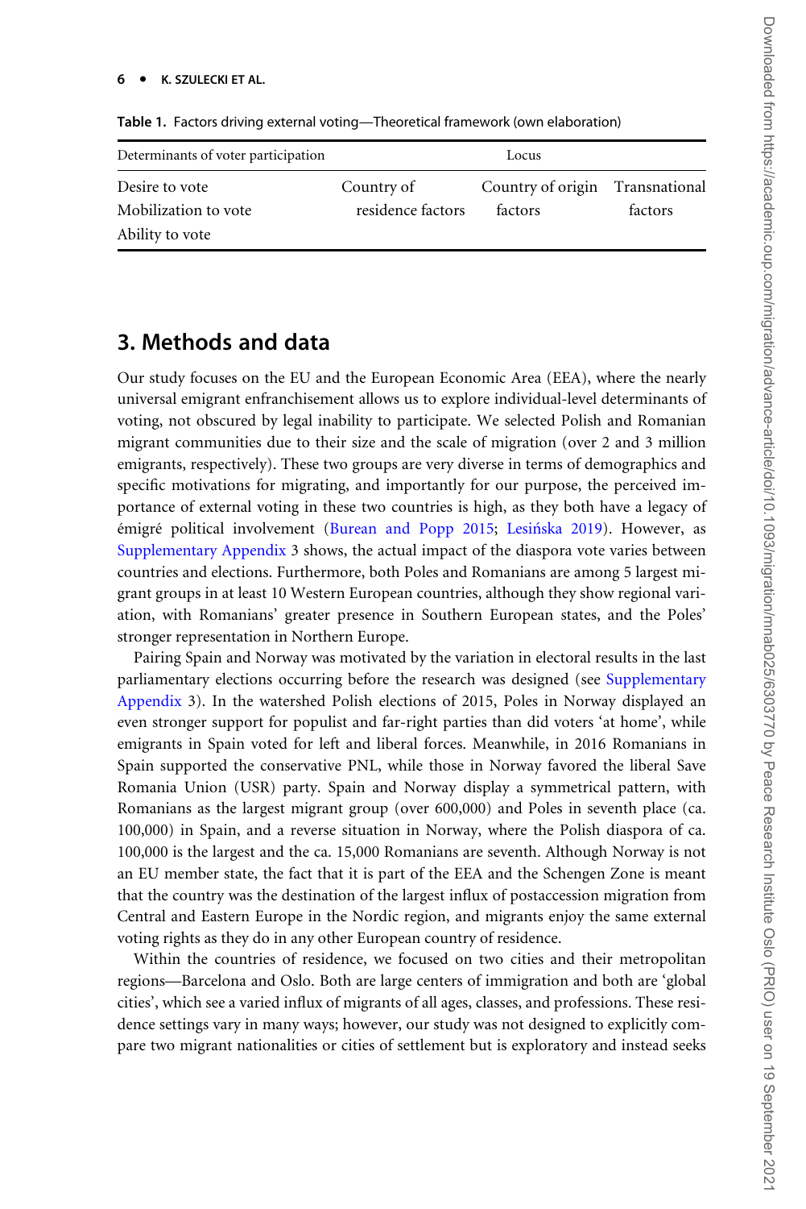Table 1. Factors driving external voting—Theoretical framework (own elaboration)

| Determinants of voter participation | Locus | | |
|---|---|---|---|
| Desire to vote<br>Mobilization to vote<br>Ability to vote | Country of residence factors | Country of origin factors | Transnational factors |

## 3. Methods and data

Our study focuses on the EU and the European Economic Area (EEA), where the nearly universal emigrant enfranchisement allows us to explore individual-level determinants of voting, not obscured by legal inability to participate. We selected Polish and Romanian migrant communities due to their size and the scale of migration (over 2 and 3 million emigrants, respectively). These two groups are very diverse in terms of demographics and specific motivations for migrating, and importantly for our purpose, the perceived importance of external voting in these two countries is high, as they both have a legacy of émigré political involvement (Burean and Popp 2015; Lesińska 2019). However, as Supplementary Appendix 3 shows, the actual impact of the diaspora vote varies between countries and elections. Furthermore, both Poles and Romanians are among 5 largest migrant groups in at least 10 Western European countries, although they show regional variation, with Romanians' greater presence in Southern European states, and the Poles' stronger representation in Northern Europe.

Pairing Spain and Norway was motivated by the variation in electoral results in the last parliamentary elections occurring before the research was designed (see Supplementary Appendix 3). In the watershed Polish elections of 2015, Poles in Norway displayed an even stronger support for populist and far-right parties than did voters 'at home', while emigrants in Spain voted for left and liberal forces. Meanwhile, in 2016 Romanians in Spain supported the conservative PNL, while those in Norway favored the liberal Save Romania Union (USR) party. Spain and Norway display a symmetrical pattern, with Romanians as the largest migrant group (over 600,000) and Poles in seventh place (ca. 100,000) in Spain, and a reverse situation in Norway, where the Polish diaspora of ca. 100,000 is the largest and the ca. 15,000 Romanians are seventh. Although Norway is not an EU member state, the fact that it is part of the EEA and the Schengen Zone is meant that the country was the destination of the largest influx of postaccession migration from Central and Eastern Europe in the Nordic region, and migrants enjoy the same external voting rights as they do in any other European country of residence.

Within the countries of residence, we focused on two cities and their metropolitan regions—Barcelona and Oslo. Both are large centers of immigration and both are 'global cities', which see a varied influx of migrants of all ages, classes, and professions. These residence settings vary in many ways; however, our study was not designed to explicitly compare two migrant nationalities or cities of settlement but is exploratory and instead seeks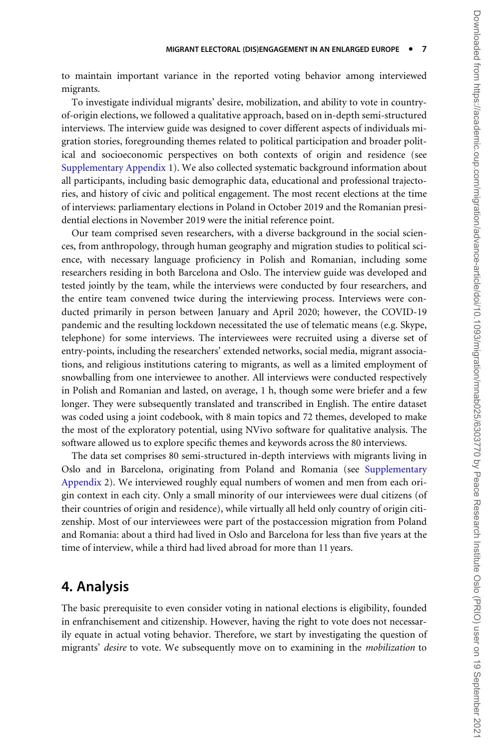to maintain important variance in the reported voting behavior among interviewed migrants.

To investigate individual migrants' desire, mobilization, and ability to vote in country-of-origin elections, we followed a qualitative approach, based on in-depth semi-structured interviews. The interview guide was designed to cover different aspects of individuals migration stories, foregrounding themes related to political participation and broader political and socioeconomic perspectives on both contexts of origin and residence (see Supplementary Appendix 1). We also collected systematic background information about all participants, including basic demographic data, educational and professional trajectories, and history of civic and political engagement. The most recent elections at the time of interviews: parliamentary elections in Poland in October 2019 and the Romanian presidential elections in November 2019 were the initial reference point.

Our team comprised seven researchers, with a diverse background in the social sciences, from anthropology, through human geography and migration studies to political science, with necessary language proficiency in Polish and Romanian, including some researchers residing in both Barcelona and Oslo. The interview guide was developed and tested jointly by the team, while the interviews were conducted by four researchers, and the entire team convened twice during the interviewing process. Interviews were conducted primarily in person between January and April 2020; however, the COVID-19 pandemic and the resulting lockdown necessitated the use of telematic means (e.g. Skype, telephone) for some interviews. The interviewees were recruited using a diverse set of entry-points, including the researchers' extended networks, social media, migrant associations, and religious institutions catering to migrants, as well as a limited employment of snowballing from one interviewee to another. All interviews were conducted respectively in Polish and Romanian and lasted, on average, 1 h, though some were briefer and a few longer. They were subsequently translated and transcribed in English. The entire dataset was coded using a joint codebook, with 8 main topics and 72 themes, developed to make the most of the exploratory potential, using NVivo software for qualitative analysis. The software allowed us to explore specific themes and keywords across the 80 interviews.

The data set comprises 80 semi-structured in-depth interviews with migrants living in Oslo and in Barcelona, originating from Poland and Romania (see Supplementary Appendix 2). We interviewed roughly equal numbers of women and men from each origin context in each city. Only a small minority of our interviewees were dual citizens (of their countries of origin and residence), while virtually all held only country of origin citizenship. Most of our interviewees were part of the postaccession migration from Poland and Romania: about a third had lived in Oslo and Barcelona for less than five years at the time of interview, while a third had lived abroad for more than 11 years.

## 4. Analysis

The basic prerequisite to even consider voting in national elections is eligibility, founded in enfranchisement and citizenship. However, having the right to vote does not necessarily equate in actual voting behavior. Therefore, we start by investigating the question of migrants' *desire* to vote. We subsequently move on to examining in the *mobilization* to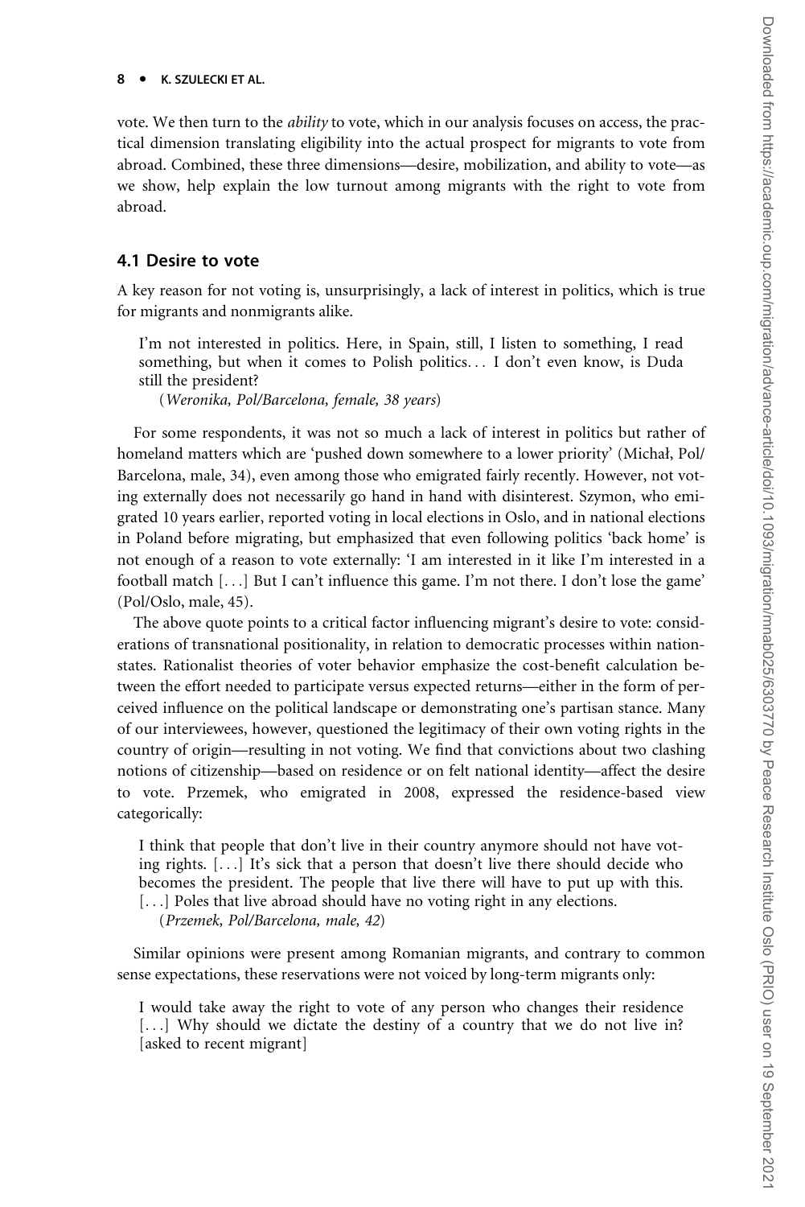vote. We then turn to the *ability* to vote, which in our analysis focuses on access, the practical dimension translating eligibility into the actual prospect for migrants to vote from abroad. Combined, these three dimensions—desire, mobilization, and ability to vote—as we show, help explain the low turnout among migrants with the right to vote from abroad.

## 4.1 Desire to vote

A key reason for not voting is, unsurprisingly, a lack of interest in politics, which is true for migrants and nonmigrants alike.

> I'm not interested in politics. Here, in Spain, still, I listen to something, I read something, but when it comes to Polish politics… I don't even know, is Duda still the president?
>
> (*Weronika, Pol/Barcelona, female, 38 years*)

For some respondents, it was not so much a lack of interest in politics but rather of homeland matters which are 'pushed down somewhere to a lower priority' (Michał, Pol/Barcelona, male, 34), even among those who emigrated fairly recently. However, not voting externally does not necessarily go hand in hand with disinterest. Szymon, who emigrated 10 years earlier, reported voting in local elections in Oslo, and in national elections in Poland before migrating, but emphasized that even following politics 'back home' is not enough of a reason to vote externally: 'I am interested in it like I'm interested in a football match […] But I can't influence this game. I'm not there. I don't lose the game' (Pol/Oslo, male, 45).

The above quote points to a critical factor influencing migrant's desire to vote: considerations of transnational positionality, in relation to democratic processes within nation-states. Rationalist theories of voter behavior emphasize the cost-benefit calculation between the effort needed to participate versus expected returns—either in the form of perceived influence on the political landscape or demonstrating one's partisan stance. Many of our interviewees, however, questioned the legitimacy of their own voting rights in the country of origin—resulting in not voting. We find that convictions about two clashing notions of citizenship—based on residence or on felt national identity—affect the desire to vote. Przemek, who emigrated in 2008, expressed the residence-based view categorically:

> I think that people that don't live in their country anymore should not have voting rights. […] It's sick that a person that doesn't live there should decide who becomes the president. The people that live there will have to put up with this. […] Poles that live abroad should have no voting right in any elections.
>
> (*Przemek, Pol/Barcelona, male, 42*)

Similar opinions were present among Romanian migrants, and contrary to common sense expectations, these reservations were not voiced by long-term migrants only:

> I would take away the right to vote of any person who changes their residence […] Why should we dictate the destiny of a country that we do not live in? [asked to recent migrant]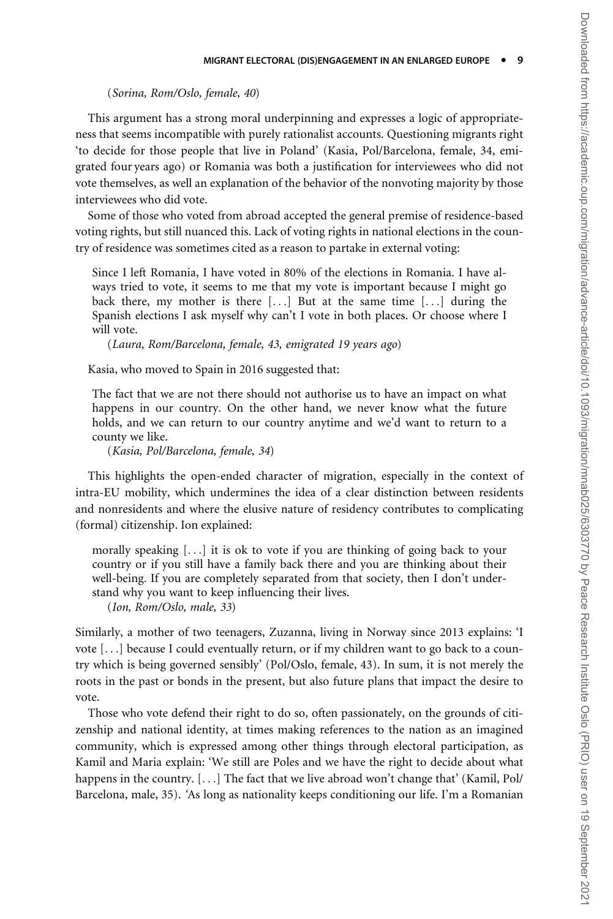(*Sorina, Rom/Oslo, female, 40*)

This argument has a strong moral underpinning and expresses a logic of appropriateness that seems incompatible with purely rationalist accounts. Questioning migrants right 'to decide for those people that live in Poland' (Kasia, Pol/Barcelona, female, 34, emigrated four years ago) or Romania was both a justification for interviewees who did not vote themselves, as well an explanation of the behavior of the nonvoting majority by those interviewees who did vote.

Some of those who voted from abroad accepted the general premise of residence-based voting rights, but still nuanced this. Lack of voting rights in national elections in the country of residence was sometimes cited as a reason to partake in external voting:

> Since I left Romania, I have voted in 80% of the elections in Romania. I have always tried to vote, it seems to me that my vote is important because I might go back there, my mother is there [. . .] But at the same time [. . .] during the Spanish elections I ask myself why can't I vote in both places. Or choose where I will vote.
>
> (*Laura, Rom/Barcelona, female, 43, emigrated 19 years ago*)

Kasia, who moved to Spain in 2016 suggested that:

> The fact that we are not there should not authorise us to have an impact on what happens in our country. On the other hand, we never know what the future holds, and we can return to our country anytime and we'd want to return to a county we like.
>
> (*Kasia, Pol/Barcelona, female, 34*)

This highlights the open-ended character of migration, especially in the context of intra-EU mobility, which undermines the idea of a clear distinction between residents and nonresidents and where the elusive nature of residency contributes to complicating (formal) citizenship. Ion explained:

> morally speaking [. . .] it is ok to vote if you are thinking of going back to your country or if you still have a family back there and you are thinking about their well-being. If you are completely separated from that society, then I don't understand why you want to keep influencing their lives.
>
> (*Ion, Rom/Oslo, male, 33*)

Similarly, a mother of two teenagers, Zuzanna, living in Norway since 2013 explains: 'I vote [. . .] because I could eventually return, or if my children want to go back to a country which is being governed sensibly' (Pol/Oslo, female, 43). In sum, it is not merely the roots in the past or bonds in the present, but also future plans that impact the desire to vote.

Those who vote defend their right to do so, often passionately, on the grounds of citizenship and national identity, at times making references to the nation as an imagined community, which is expressed among other things through electoral participation, as Kamil and Maria explain: 'We still are Poles and we have the right to decide about what happens in the country. [. . .] The fact that we live abroad won't change that' (Kamil, Pol/Barcelona, male, 35). 'As long as nationality keeps conditioning our life. I'm a Romanian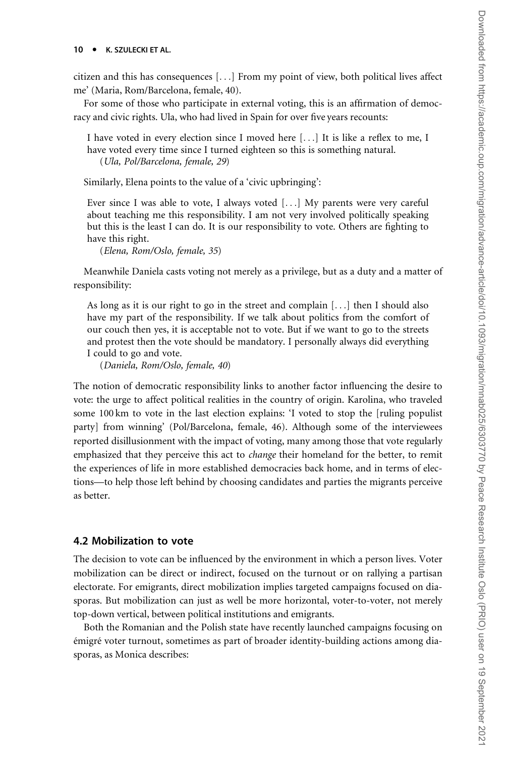citizen and this has consequences [. . .] From my point of view, both political lives affect me' (Maria, Rom/Barcelona, female, 40).

For some of those who participate in external voting, this is an affirmation of democracy and civic rights. Ula, who had lived in Spain for over five years recounts:

> I have voted in every election since I moved here [. . .] It is like a reflex to me, I have voted every time since I turned eighteen so this is something natural.
> (*Ula, Pol/Barcelona, female, 29*)

Similarly, Elena points to the value of a 'civic upbringing':

> Ever since I was able to vote, I always voted [. . .] My parents were very careful about teaching me this responsibility. I am not very involved politically speaking but this is the least I can do. It is our responsibility to vote. Others are fighting to have this right.
> (*Elena, Rom/Oslo, female, 35*)

Meanwhile Daniela casts voting not merely as a privilege, but as a duty and a matter of responsibility:

> As long as it is our right to go in the street and complain [. . .] then I should also have my part of the responsibility. If we talk about politics from the comfort of our couch then yes, it is acceptable not to vote. But if we want to go to the streets and protest then the vote should be mandatory. I personally always did everything I could to go and vote.
> (*Daniela, Rom/Oslo, female, 40*)

The notion of democratic responsibility links to another factor influencing the desire to vote: the urge to affect political realities in the country of origin. Karolina, who traveled some 100 km to vote in the last election explains: 'I voted to stop the [ruling populist party] from winning' (Pol/Barcelona, female, 46). Although some of the interviewees reported disillusionment with the impact of voting, many among those that vote regularly emphasized that they perceive this act to *change* their homeland for the better, to remit the experiences of life in more established democracies back home, and in terms of elections—to help those left behind by choosing candidates and parties the migrants perceive as better.

### 4.2 Mobilization to vote

The decision to vote can be influenced by the environment in which a person lives. Voter mobilization can be direct or indirect, focused on the turnout or on rallying a partisan electorate. For emigrants, direct mobilization implies targeted campaigns focused on diasporas. But mobilization can just as well be more horizontal, voter-to-voter, not merely top-down vertical, between political institutions and emigrants.

Both the Romanian and the Polish state have recently launched campaigns focusing on émigré voter turnout, sometimes as part of broader identity-building actions among diasporas, as Monica describes: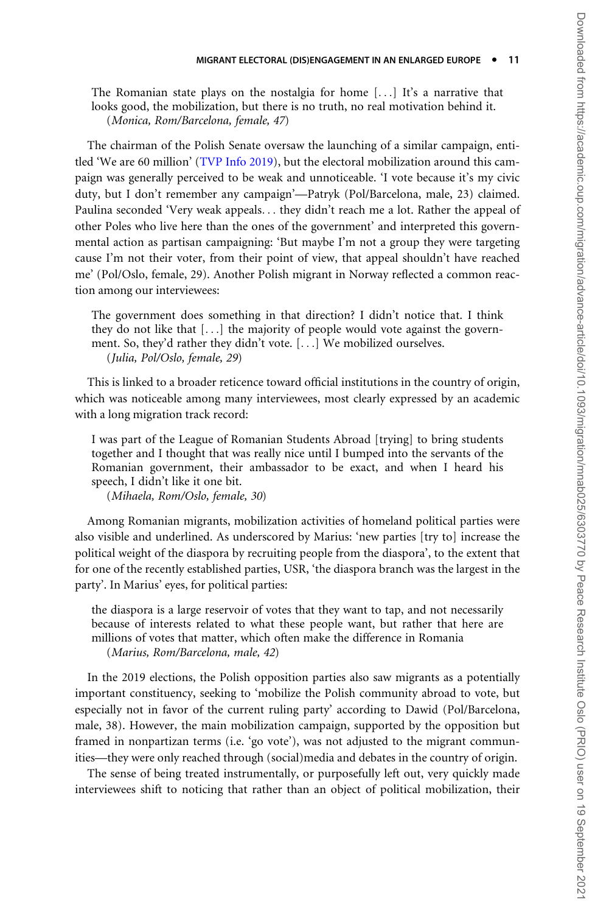> The Romanian state plays on the nostalgia for home [...] It's a narrative that looks good, the mobilization, but there is no truth, no real motivation behind it.
> (*Monica, Rom/Barcelona, female, 47*)

The chairman of the Polish Senate oversaw the launching of a similar campaign, entitled 'We are 60 million' (TVP Info 2019), but the electoral mobilization around this campaign was generally perceived to be weak and unnoticeable. 'I vote because it's my civic duty, but I don't remember any campaign'—Patryk (Pol/Barcelona, male, 23) claimed. Paulina seconded 'Very weak appeals... they didn't reach me a lot. Rather the appeal of other Poles who live here than the ones of the government' and interpreted this governmental action as partisan campaigning: 'But maybe I'm not a group they were targeting cause I'm not their voter, from their point of view, that appeal shouldn't have reached me' (Pol/Oslo, female, 29). Another Polish migrant in Norway reflected a common reaction among our interviewees:

> The government does something in that direction? I didn't notice that. I think they do not like that [...] the majority of people would vote against the government. So, they'd rather they didn't vote. [...] We mobilized ourselves.
> (*Julia, Pol/Oslo, female, 29*)

This is linked to a broader reticence toward official institutions in the country of origin, which was noticeable among many interviewees, most clearly expressed by an academic with a long migration track record:

> I was part of the League of Romanian Students Abroad [trying] to bring students together and I thought that was really nice until I bumped into the servants of the Romanian government, their ambassador to be exact, and when I heard his speech, I didn't like it one bit.
> (*Mihaela, Rom/Oslo, female, 30*)

Among Romanian migrants, mobilization activities of homeland political parties were also visible and underlined. As underscored by Marius: 'new parties [try to] increase the political weight of the diaspora by recruiting people from the diaspora', to the extent that for one of the recently established parties, USR, 'the diaspora branch was the largest in the party'. In Marius' eyes, for political parties:

> the diaspora is a large reservoir of votes that they want to tap, and not necessarily because of interests related to what these people want, but rather that here are millions of votes that matter, which often make the difference in Romania
> (*Marius, Rom/Barcelona, male, 42*)

In the 2019 elections, the Polish opposition parties also saw migrants as a potentially important constituency, seeking to 'mobilize the Polish community abroad to vote, but especially not in favor of the current ruling party' according to Dawid (Pol/Barcelona, male, 38). However, the main mobilization campaign, supported by the opposition but framed in nonpartizan terms (i.e. 'go vote'), was not adjusted to the migrant communities—they were only reached through (social)media and debates in the country of origin.

The sense of being treated instrumentally, or purposefully left out, very quickly made interviewees shift to noticing that rather than an object of political mobilization, their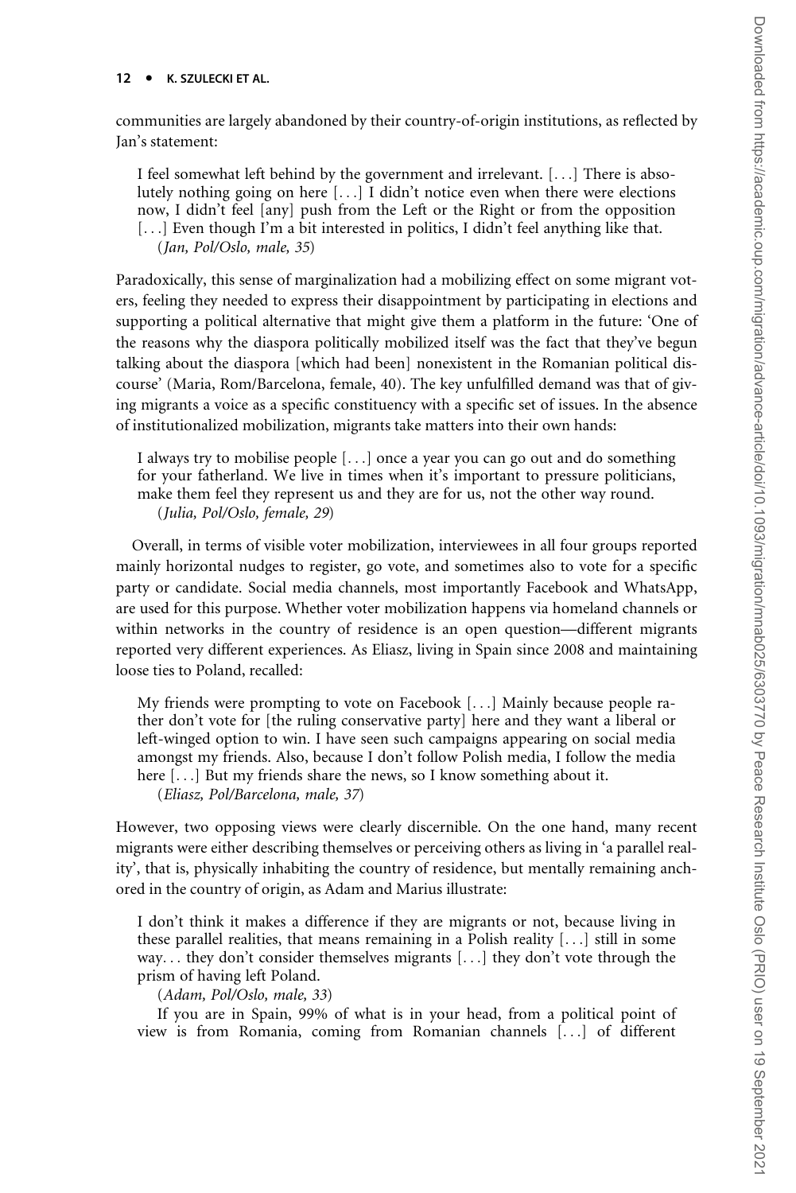communities are largely abandoned by their country-of-origin institutions, as reflected by Jan's statement:

> I feel somewhat left behind by the government and irrelevant. [. . .] There is absolutely nothing going on here [. . .] I didn't notice even when there were elections now, I didn't feel [any] push from the Left or the Right or from the opposition [. . .] Even though I'm a bit interested in politics, I didn't feel anything like that.
> (*Jan, Pol/Oslo, male, 35*)

Paradoxically, this sense of marginalization had a mobilizing effect on some migrant voters, feeling they needed to express their disappointment by participating in elections and supporting a political alternative that might give them a platform in the future: 'One of the reasons why the diaspora politically mobilized itself was the fact that they've begun talking about the diaspora [which had been] nonexistent in the Romanian political discourse' (Maria, Rom/Barcelona, female, 40). The key unfulfilled demand was that of giving migrants a voice as a specific constituency with a specific set of issues. In the absence of institutionalized mobilization, migrants take matters into their own hands:

> I always try to mobilise people [. . .] once a year you can go out and do something for your fatherland. We live in times when it's important to pressure politicians, make them feel they represent us and they are for us, not the other way round.
> (*Julia, Pol/Oslo, female, 29*)

Overall, in terms of visible voter mobilization, interviewees in all four groups reported mainly horizontal nudges to register, go vote, and sometimes also to vote for a specific party or candidate. Social media channels, most importantly Facebook and WhatsApp, are used for this purpose. Whether voter mobilization happens via homeland channels or within networks in the country of residence is an open question—different migrants reported very different experiences. As Eliasz, living in Spain since 2008 and maintaining loose ties to Poland, recalled:

> My friends were prompting to vote on Facebook [. . .] Mainly because people rather don't vote for [the ruling conservative party] here and they want a liberal or left-winged option to win. I have seen such campaigns appearing on social media amongst my friends. Also, because I don't follow Polish media, I follow the media here [. . .] But my friends share the news, so I know something about it.
> (*Eliasz, Pol/Barcelona, male, 37*)

However, two opposing views were clearly discernible. On the one hand, many recent migrants were either describing themselves or perceiving others as living in 'a parallel reality', that is, physically inhabiting the country of residence, but mentally remaining anchored in the country of origin, as Adam and Marius illustrate:

> I don't think it makes a difference if they are migrants or not, because living in these parallel realities, that means remaining in a Polish reality [. . .] still in some way. . . they don't consider themselves migrants [. . .] they don't vote through the prism of having left Poland.
> (*Adam, Pol/Oslo, male, 33*)
>
> If you are in Spain, 99% of what is in your head, from a political point of view is from Romania, coming from Romanian channels [. . .] of different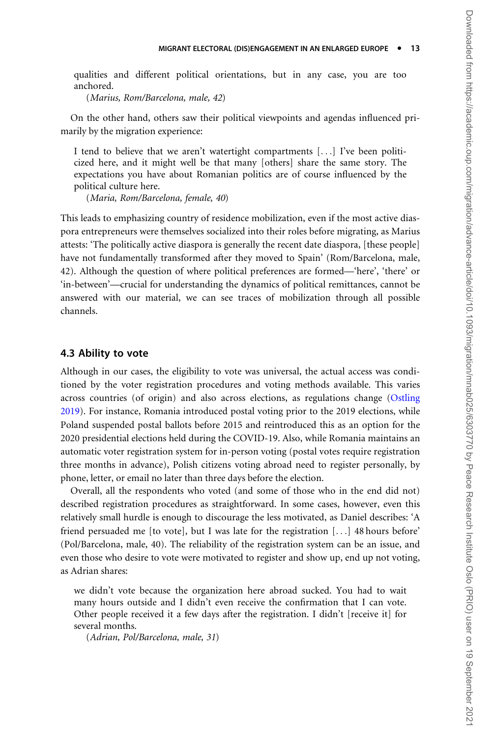qualities and different political orientations, but in any case, you are too anchored.

(*Marius, Rom/Barcelona, male, 42*)

On the other hand, others saw their political viewpoints and agendas influenced primarily by the migration experience:

> I tend to believe that we aren't watertight compartments [...] I've been politicized here, and it might well be that many [others] share the same story. The expectations you have about Romanian politics are of course influenced by the political culture here.
>
> (*Maria, Rom/Barcelona, female, 40*)

This leads to emphasizing country of residence mobilization, even if the most active diaspora entrepreneurs were themselves socialized into their roles before migrating, as Marius attests: 'The politically active diaspora is generally the recent date diaspora, [these people] have not fundamentally transformed after they moved to Spain' (Rom/Barcelona, male, 42). Although the question of where political preferences are formed—'here', 'there' or 'in-between'—crucial for understanding the dynamics of political remittances, cannot be answered with our material, we can see traces of mobilization through all possible channels.

### 4.3 Ability to vote

Although in our cases, the eligibility to vote was universal, the actual access was conditioned by the voter registration procedures and voting methods available. This varies across countries (of origin) and also across elections, as regulations change (Ostling 2019). For instance, Romania introduced postal voting prior to the 2019 elections, while Poland suspended postal ballots before 2015 and reintroduced this as an option for the 2020 presidential elections held during the COVID-19. Also, while Romania maintains an automatic voter registration system for in-person voting (postal votes require registration three months in advance), Polish citizens voting abroad need to register personally, by phone, letter, or email no later than three days before the election.

Overall, all the respondents who voted (and some of those who in the end did not) described registration procedures as straightforward. In some cases, however, even this relatively small hurdle is enough to discourage the less motivated, as Daniel describes: 'A friend persuaded me [to vote], but I was late for the registration [...] 48 hours before' (Pol/Barcelona, male, 40). The reliability of the registration system can be an issue, and even those who desire to vote were motivated to register and show up, end up not voting, as Adrian shares:

> we didn't vote because the organization here abroad sucked. You had to wait many hours outside and I didn't even receive the confirmation that I can vote. Other people received it a few days after the registration. I didn't [receive it] for several months.
>
> (*Adrian, Pol/Barcelona, male, 31*)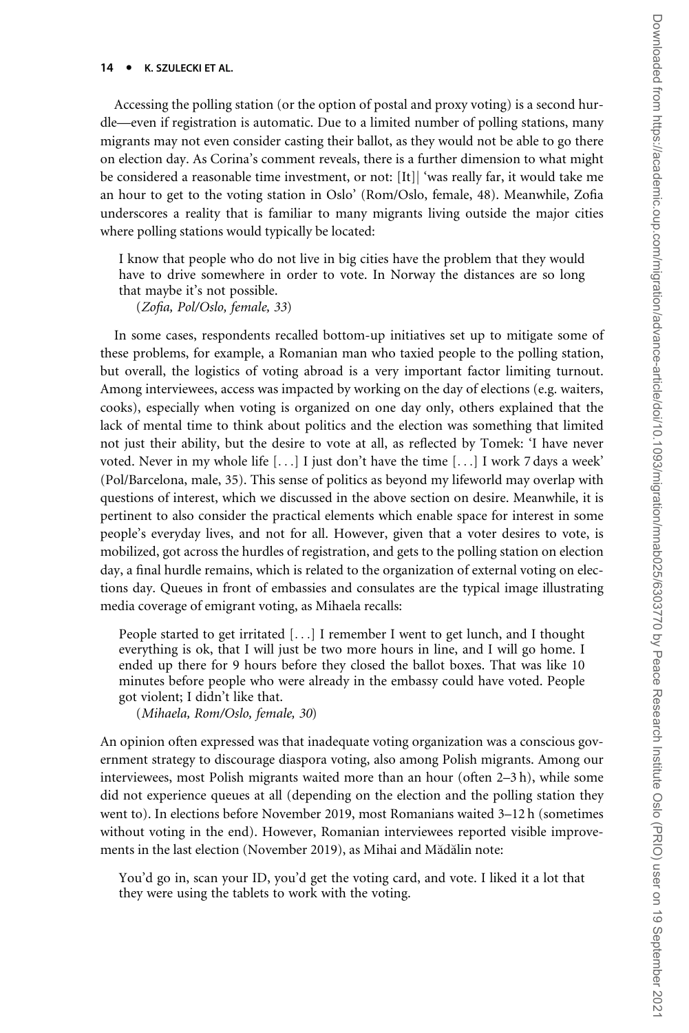Accessing the polling station (or the option of postal and proxy voting) is a second hurdle—even if registration is automatic. Due to a limited number of polling stations, many migrants may not even consider casting their ballot, as they would not be able to go there on election day. As Corina's comment reveals, there is a further dimension to what might be considered a reasonable time investment, or not: [It]| 'was really far, it would take me an hour to get to the voting station in Oslo' (Rom/Oslo, female, 48). Meanwhile, Zofia underscores a reality that is familiar to many migrants living outside the major cities where polling stations would typically be located:

> I know that people who do not live in big cities have the problem that they would have to drive somewhere in order to vote. In Norway the distances are so long that maybe it's not possible.
> (*Zofia, Pol/Oslo, female, 33*)

In some cases, respondents recalled bottom-up initiatives set up to mitigate some of these problems, for example, a Romanian man who taxied people to the polling station, but overall, the logistics of voting abroad is a very important factor limiting turnout. Among interviewees, access was impacted by working on the day of elections (e.g. waiters, cooks), especially when voting is organized on one day only, others explained that the lack of mental time to think about politics and the election was something that limited not just their ability, but the desire to vote at all, as reflected by Tomek: 'I have never voted. Never in my whole life [...] I just don't have the time [...] I work 7 days a week' (Pol/Barcelona, male, 35). This sense of politics as beyond my lifeworld may overlap with questions of interest, which we discussed in the above section on desire. Meanwhile, it is pertinent to also consider the practical elements which enable space for interest in some people's everyday lives, and not for all. However, given that a voter desires to vote, is mobilized, got across the hurdles of registration, and gets to the polling station on election day, a final hurdle remains, which is related to the organization of external voting on elections day. Queues in front of embassies and consulates are the typical image illustrating media coverage of emigrant voting, as Mihaela recalls:

> People started to get irritated [...] I remember I went to get lunch, and I thought everything is ok, that I will just be two more hours in line, and I will go home. I ended up there for 9 hours before they closed the ballot boxes. That was like 10 minutes before people who were already in the embassy could have voted. People got violent; I didn't like that.
> (*Mihaela, Rom/Oslo, female, 30*)

An opinion often expressed was that inadequate voting organization was a conscious government strategy to discourage diaspora voting, also among Polish migrants. Among our interviewees, most Polish migrants waited more than an hour (often 2–3 h), while some did not experience queues at all (depending on the election and the polling station they went to). In elections before November 2019, most Romanians waited 3–12 h (sometimes without voting in the end). However, Romanian interviewees reported visible improvements in the last election (November 2019), as Mihai and Mădălin note:

> You'd go in, scan your ID, you'd get the voting card, and vote. I liked it a lot that they were using the tablets to work with the voting.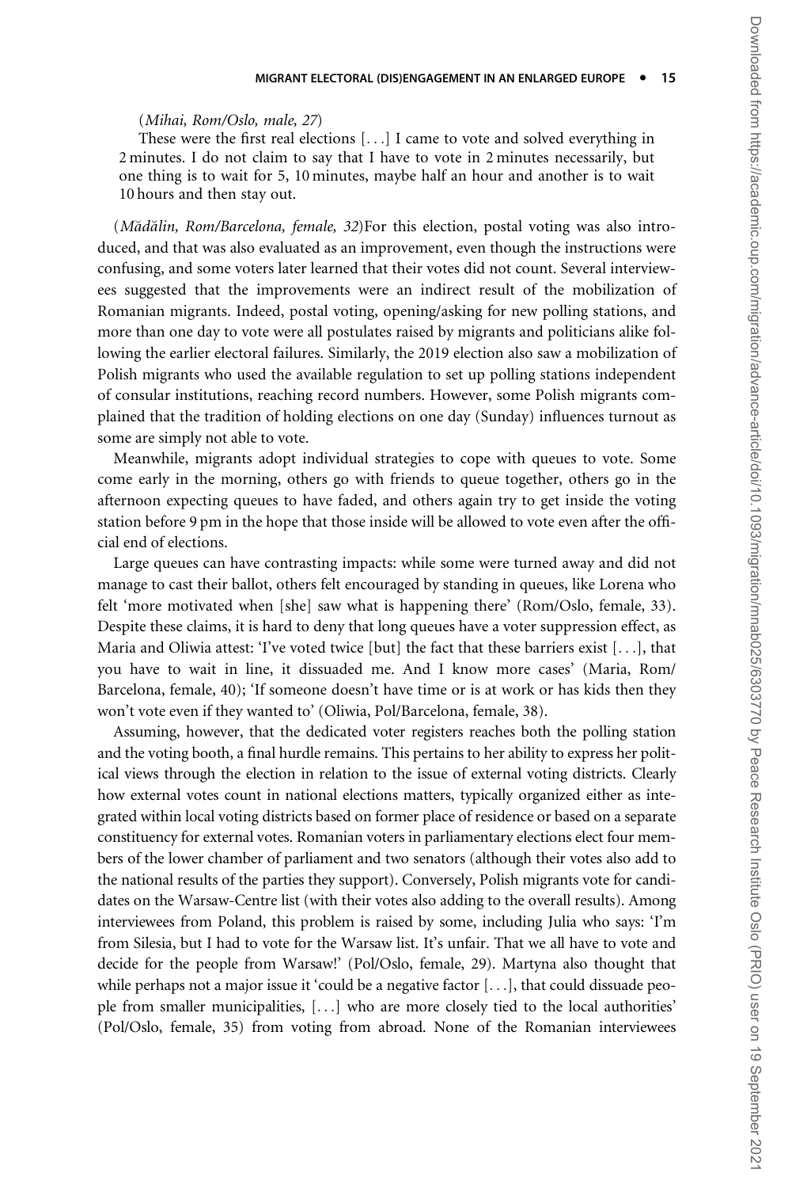(*Mihai, Rom/Oslo, male, 27*)

> These were the first real elections [. . .] I came to vote and solved everything in 2 minutes. I do not claim to say that I have to vote in 2 minutes necessarily, but one thing is to wait for 5, 10 minutes, maybe half an hour and another is to wait 10 hours and then stay out.

(*Mădălin, Rom/Barcelona, female, 32*)For this election, postal voting was also introduced, and that was also evaluated as an improvement, even though the instructions were confusing, and some voters later learned that their votes did not count. Several interviewees suggested that the improvements were an indirect result of the mobilization of Romanian migrants. Indeed, postal voting, opening/asking for new polling stations, and more than one day to vote were all postulates raised by migrants and politicians alike following the earlier electoral failures. Similarly, the 2019 election also saw a mobilization of Polish migrants who used the available regulation to set up polling stations independent of consular institutions, reaching record numbers. However, some Polish migrants complained that the tradition of holding elections on one day (Sunday) influences turnout as some are simply not able to vote.

Meanwhile, migrants adopt individual strategies to cope with queues to vote. Some come early in the morning, others go with friends to queue together, others go in the afternoon expecting queues to have faded, and others again try to get inside the voting station before 9 pm in the hope that those inside will be allowed to vote even after the official end of elections.

Large queues can have contrasting impacts: while some were turned away and did not manage to cast their ballot, others felt encouraged by standing in queues, like Lorena who felt 'more motivated when [she] saw what is happening there' (Rom/Oslo, female, 33). Despite these claims, it is hard to deny that long queues have a voter suppression effect, as Maria and Oliwia attest: 'I've voted twice [but] the fact that these barriers exist [. . .], that you have to wait in line, it dissuaded me. And I know more cases' (Maria, Rom/Barcelona, female, 40); 'If someone doesn't have time or is at work or has kids then they won't vote even if they wanted to' (Oliwia, Pol/Barcelona, female, 38).

Assuming, however, that the dedicated voter registers reaches both the polling station and the voting booth, a final hurdle remains. This pertains to her ability to express her political views through the election in relation to the issue of external voting districts. Clearly how external votes count in national elections matters, typically organized either as integrated within local voting districts based on former place of residence or based on a separate constituency for external votes. Romanian voters in parliamentary elections elect four members of the lower chamber of parliament and two senators (although their votes also add to the national results of the parties they support). Conversely, Polish migrants vote for candidates on the Warsaw-Centre list (with their votes also adding to the overall results). Among interviewees from Poland, this problem is raised by some, including Julia who says: 'I'm from Silesia, but I had to vote for the Warsaw list. It's unfair. That we all have to vote and decide for the people from Warsaw!' (Pol/Oslo, female, 29). Martyna also thought that while perhaps not a major issue it 'could be a negative factor [. . .], that could dissuade people from smaller municipalities, [. . .] who are more closely tied to the local authorities' (Pol/Oslo, female, 35) from voting from abroad. None of the Romanian interviewees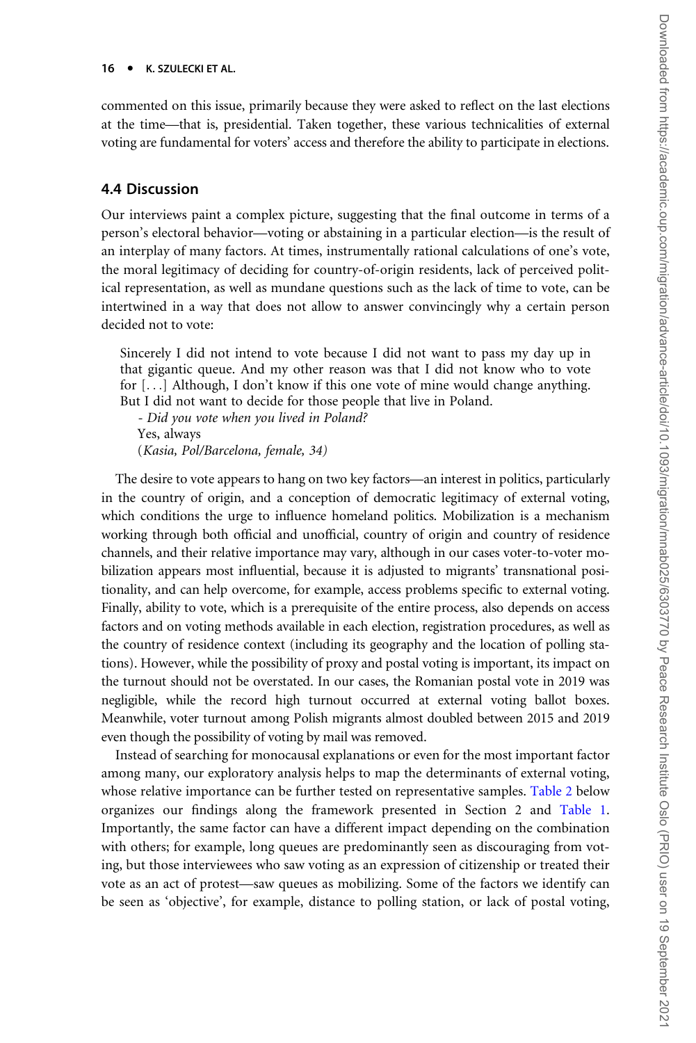commented on this issue, primarily because they were asked to reflect on the last elections at the time—that is, presidential. Taken together, these various technicalities of external voting are fundamental for voters' access and therefore the ability to participate in elections.

### 4.4 Discussion

Our interviews paint a complex picture, suggesting that the final outcome in terms of a person's electoral behavior—voting or abstaining in a particular election—is the result of an interplay of many factors. At times, instrumentally rational calculations of one's vote, the moral legitimacy of deciding for country-of-origin residents, lack of perceived political representation, as well as mundane questions such as the lack of time to vote, can be intertwined in a way that does not allow to answer convincingly why a certain person decided not to vote:

> Sincerely I did not intend to vote because I did not want to pass my day up in that gigantic queue. And my other reason was that I did not know who to vote for [...] Although, I don't know if this one vote of mine would change anything. But I did not want to decide for those people that live in Poland.
>
> - *Did you vote when you lived in Poland?*
>
> Yes, always
>
> (*Kasia, Pol/Barcelona, female, 34*)

The desire to vote appears to hang on two key factors—an interest in politics, particularly in the country of origin, and a conception of democratic legitimacy of external voting, which conditions the urge to influence homeland politics. Mobilization is a mechanism working through both official and unofficial, country of origin and country of residence channels, and their relative importance may vary, although in our cases voter-to-voter mobilization appears most influential, because it is adjusted to migrants' transnational positionality, and can help overcome, for example, access problems specific to external voting. Finally, ability to vote, which is a prerequisite of the entire process, also depends on access factors and on voting methods available in each election, registration procedures, as well as the country of residence context (including its geography and the location of polling stations). However, while the possibility of proxy and postal voting is important, its impact on the turnout should not be overstated. In our cases, the Romanian postal vote in 2019 was negligible, while the record high turnout occurred at external voting ballot boxes. Meanwhile, voter turnout among Polish migrants almost doubled between 2015 and 2019 even though the possibility of voting by mail was removed.

Instead of searching for monocausal explanations or even for the most important factor among many, our exploratory analysis helps to map the determinants of external voting, whose relative importance can be further tested on representative samples. Table 2 below organizes our findings along the framework presented in Section 2 and Table 1. Importantly, the same factor can have a different impact depending on the combination with others; for example, long queues are predominantly seen as discouraging from voting, but those interviewees who saw voting as an expression of citizenship or treated their vote as an act of protest—saw queues as mobilizing. Some of the factors we identify can be seen as 'objective', for example, distance to polling station, or lack of postal voting,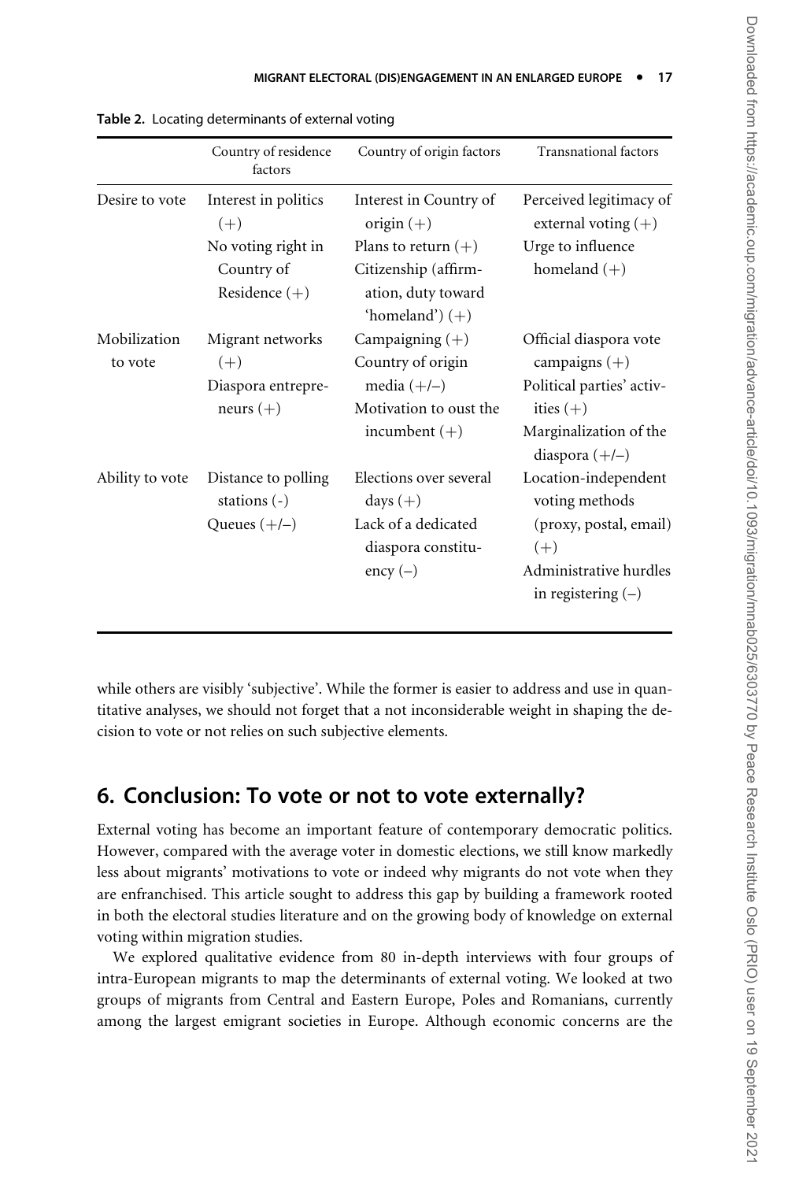**Table 2.** Locating determinants of external voting

| | Country of residence factors | Country of origin factors | Transnational factors |
|---|---|---|---|
| Desire to vote | Interest in politics (+)<br>No voting right in Country of Residence (+) | Interest in Country of origin (+)<br>Plans to return (+)<br>Citizenship (affirmation, duty toward 'homeland') (+) | Perceived legitimacy of external voting (+)<br>Urge to influence homeland (+) |
| Mobilization to vote | Migrant networks (+)<br>Diaspora entrepreneurs (+) | Campaigning (+)<br>Country of origin media (+/–)<br>Motivation to oust the incumbent (+) | Official diaspora vote campaigns (+)<br>Political parties' activities (+)<br>Marginalization of the diaspora (+/–) |
| Ability to vote | Distance to polling stations (-)<br>Queues (+/–) | Elections over several days (+)<br>Lack of a dedicated diaspora constituency (–) | Location-independent voting methods (proxy, postal, email) (+)<br>Administrative hurdles in registering (–) |

while others are visibly 'subjective'. While the former is easier to address and use in quantitative analyses, we should not forget that a not inconsiderable weight in shaping the decision to vote or not relies on such subjective elements.

## 6. Conclusion: To vote or not to vote externally?

External voting has become an important feature of contemporary democratic politics. However, compared with the average voter in domestic elections, we still know markedly less about migrants' motivations to vote or indeed why migrants do not vote when they are enfranchised. This article sought to address this gap by building a framework rooted in both the electoral studies literature and on the growing body of knowledge on external voting within migration studies.

We explored qualitative evidence from 80 in-depth interviews with four groups of intra-European migrants to map the determinants of external voting. We looked at two groups of migrants from Central and Eastern Europe, Poles and Romanians, currently among the largest emigrant societies in Europe. Although economic concerns are the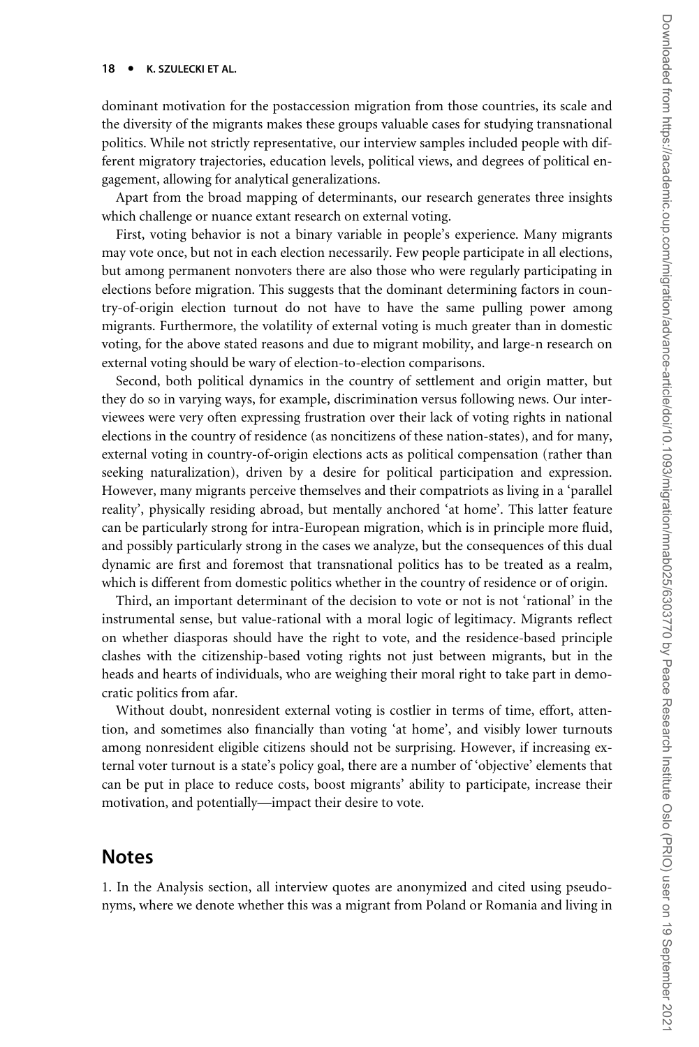dominant motivation for the postaccession migration from those countries, its scale and the diversity of the migrants makes these groups valuable cases for studying transnational politics. While not strictly representative, our interview samples included people with different migratory trajectories, education levels, political views, and degrees of political engagement, allowing for analytical generalizations.

Apart from the broad mapping of determinants, our research generates three insights which challenge or nuance extant research on external voting.

First, voting behavior is not a binary variable in people's experience. Many migrants may vote once, but not in each election necessarily. Few people participate in all elections, but among permanent nonvoters there are also those who were regularly participating in elections before migration. This suggests that the dominant determining factors in country-of-origin election turnout do not have to have the same pulling power among migrants. Furthermore, the volatility of external voting is much greater than in domestic voting, for the above stated reasons and due to migrant mobility, and large-n research on external voting should be wary of election-to-election comparisons.

Second, both political dynamics in the country of settlement and origin matter, but they do so in varying ways, for example, discrimination versus following news. Our interviewees were very often expressing frustration over their lack of voting rights in national elections in the country of residence (as noncitizens of these nation-states), and for many, external voting in country-of-origin elections acts as political compensation (rather than seeking naturalization), driven by a desire for political participation and expression. However, many migrants perceive themselves and their compatriots as living in a 'parallel reality', physically residing abroad, but mentally anchored 'at home'. This latter feature can be particularly strong for intra-European migration, which is in principle more fluid, and possibly particularly strong in the cases we analyze, but the consequences of this dual dynamic are first and foremost that transnational politics has to be treated as a realm, which is different from domestic politics whether in the country of residence or of origin.

Third, an important determinant of the decision to vote or not is not 'rational' in the instrumental sense, but value-rational with a moral logic of legitimacy. Migrants reflect on whether diasporas should have the right to vote, and the residence-based principle clashes with the citizenship-based voting rights not just between migrants, but in the heads and hearts of individuals, who are weighing their moral right to take part in democratic politics from afar.

Without doubt, nonresident external voting is costlier in terms of time, effort, attention, and sometimes also financially than voting 'at home', and visibly lower turnouts among nonresident eligible citizens should not be surprising. However, if increasing external voter turnout is a state's policy goal, there are a number of 'objective' elements that can be put in place to reduce costs, boost migrants' ability to participate, increase their motivation, and potentially—impact their desire to vote.

## Notes

1. In the Analysis section, all interview quotes are anonymized and cited using pseudonyms, where we denote whether this was a migrant from Poland or Romania and living in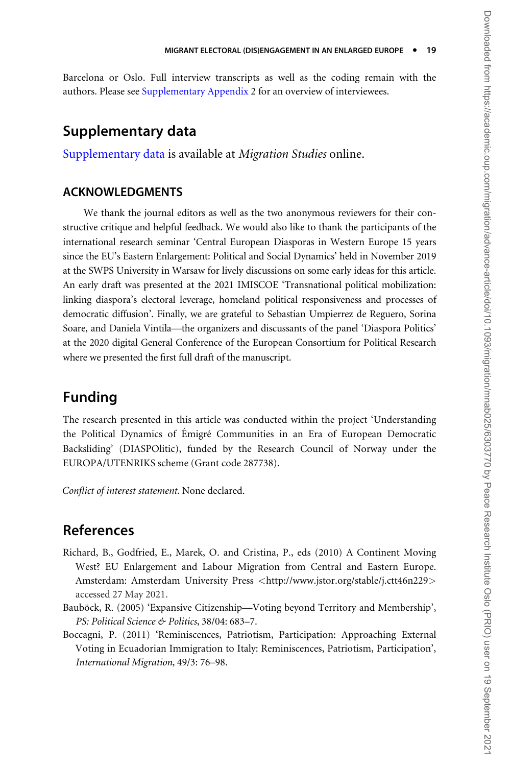Barcelona or Oslo. Full interview transcripts as well as the coding remain with the authors. Please see Supplementary Appendix 2 for an overview of interviewees.

## Supplementary data

Supplementary data is available at *Migration Studies* online.

### ACKNOWLEDGMENTS

We thank the journal editors as well as the two anonymous reviewers for their constructive critique and helpful feedback. We would also like to thank the participants of the international research seminar 'Central European Diasporas in Western Europe 15 years since the EU's Eastern Enlargement: Political and Social Dynamics' held in November 2019 at the SWPS University in Warsaw for lively discussions on some early ideas for this article. An early draft was presented at the 2021 IMISCOE 'Transnational political mobilization: linking diaspora's electoral leverage, homeland political responsiveness and processes of democratic diffusion'. Finally, we are grateful to Sebastian Umpierrez de Reguero, Sorina Soare, and Daniela Vintila—the organizers and discussants of the panel 'Diaspora Politics' at the 2020 digital General Conference of the European Consortium for Political Research where we presented the first full draft of the manuscript.

## Funding

The research presented in this article was conducted within the project 'Understanding the Political Dynamics of Émigré Communities in an Era of European Democratic Backsliding' (DIASPOlitic), funded by the Research Council of Norway under the EUROPA/UTENRIKS scheme (Grant code 287738).

*Conflict of interest statement.* None declared.

## References

Richard, B., Godfried, E., Marek, O. and Cristina, P., eds (2010) A Continent Moving West? EU Enlargement and Labour Migration from Central and Eastern Europe. Amsterdam: Amsterdam University Press <http://www.jstor.org/stable/j.ctt46n229> accessed 27 May 2021.

Bauböck, R. (2005) 'Expansive Citizenship—Voting beyond Territory and Membership', *PS: Political Science & Politics*, 38/04: 683–7.

Boccagni, P. (2011) 'Reminiscences, Patriotism, Participation: Approaching External Voting in Ecuadorian Immigration to Italy: Reminiscences, Patriotism, Participation', *International Migration*, 49/3: 76–98.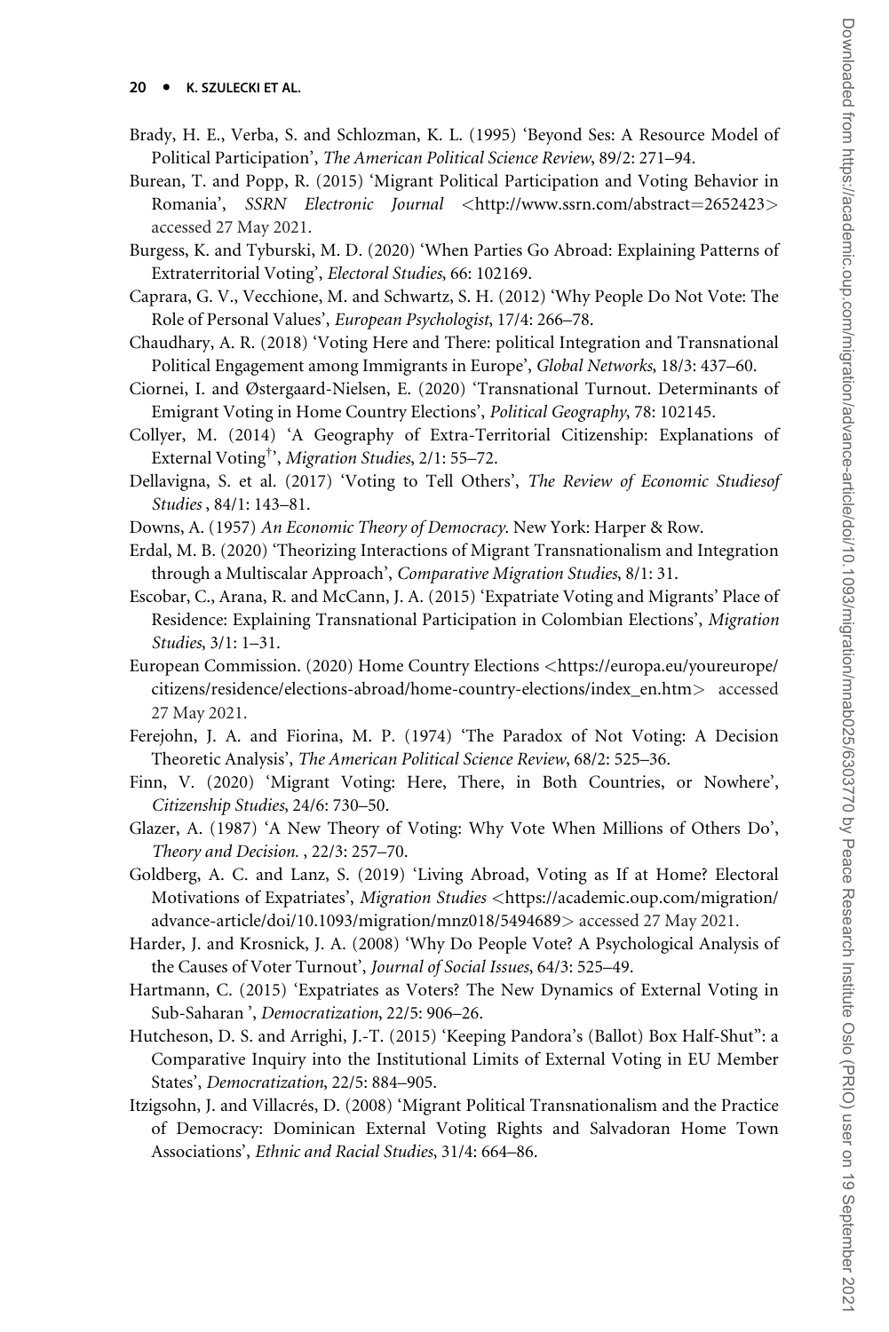Brady, H. E., Verba, S. and Schlozman, K. L. (1995) 'Beyond Ses: A Resource Model of Political Participation', *The American Political Science Review*, 89/2: 271–94.

Burean, T. and Popp, R. (2015) 'Migrant Political Participation and Voting Behavior in Romania', *SSRN Electronic Journal* <http://www.ssrn.com/abstract=2652423> accessed 27 May 2021.

Burgess, K. and Tyburski, M. D. (2020) 'When Parties Go Abroad: Explaining Patterns of Extraterritorial Voting', *Electoral Studies*, 66: 102169.

Caprara, G. V., Vecchione, M. and Schwartz, S. H. (2012) 'Why People Do Not Vote: The Role of Personal Values', *European Psychologist*, 17/4: 266–78.

Chaudhary, A. R. (2018) 'Voting Here and There: political Integration and Transnational Political Engagement among Immigrants in Europe', *Global Networks*, 18/3: 437–60.

Ciornei, I. and Østergaard-Nielsen, E. (2020) 'Transnational Turnout. Determinants of Emigrant Voting in Home Country Elections', *Political Geography*, 78: 102145.

Collyer, M. (2014) 'A Geography of Extra-Territorial Citizenship: Explanations of External Voting†', *Migration Studies*, 2/1: 55–72.

Dellavigna, S. et al. (2017) 'Voting to Tell Others', *The Review of Economic Studiesof Studies* , 84/1: 143–81.

Downs, A. (1957) *An Economic Theory of Democracy*. New York: Harper & Row.

Erdal, M. B. (2020) 'Theorizing Interactions of Migrant Transnationalism and Integration through a Multiscalar Approach', *Comparative Migration Studies*, 8/1: 31.

Escobar, C., Arana, R. and McCann, J. A. (2015) 'Expatriate Voting and Migrants' Place of Residence: Explaining Transnational Participation in Colombian Elections', *Migration Studies*, 3/1: 1–31.

European Commission. (2020) Home Country Elections <https://europa.eu/youreurope/citizens/residence/elections-abroad/home-country-elections/index_en.htm> accessed 27 May 2021.

Ferejohn, J. A. and Fiorina, M. P. (1974) 'The Paradox of Not Voting: A Decision Theoretic Analysis', *The American Political Science Review*, 68/2: 525–36.

Finn, V. (2020) 'Migrant Voting: Here, There, in Both Countries, or Nowhere', *Citizenship Studies*, 24/6: 730–50.

Glazer, A. (1987) 'A New Theory of Voting: Why Vote When Millions of Others Do', *Theory and Decision.* , 22/3: 257–70.

Goldberg, A. C. and Lanz, S. (2019) 'Living Abroad, Voting as If at Home? Electoral Motivations of Expatriates', *Migration Studies* <https://academic.oup.com/migration/advance-article/doi/10.1093/migration/mnz018/5494689> accessed 27 May 2021.

Harder, J. and Krosnick, J. A. (2008) 'Why Do People Vote? A Psychological Analysis of the Causes of Voter Turnout', *Journal of Social Issues*, 64/3: 525–49.

Hartmann, C. (2015) 'Expatriates as Voters? The New Dynamics of External Voting in Sub-Saharan ', *Democratization*, 22/5: 906–26.

Hutcheson, D. S. and Arrighi, J.-T. (2015) 'Keeping Pandora's (Ballot) Box Half-Shut": a Comparative Inquiry into the Institutional Limits of External Voting in EU Member States', *Democratization*, 22/5: 884–905.

Itzigsohn, J. and Villacrés, D. (2008) 'Migrant Political Transnationalism and the Practice of Democracy: Dominican External Voting Rights and Salvadoran Home Town Associations', *Ethnic and Racial Studies*, 31/4: 664–86.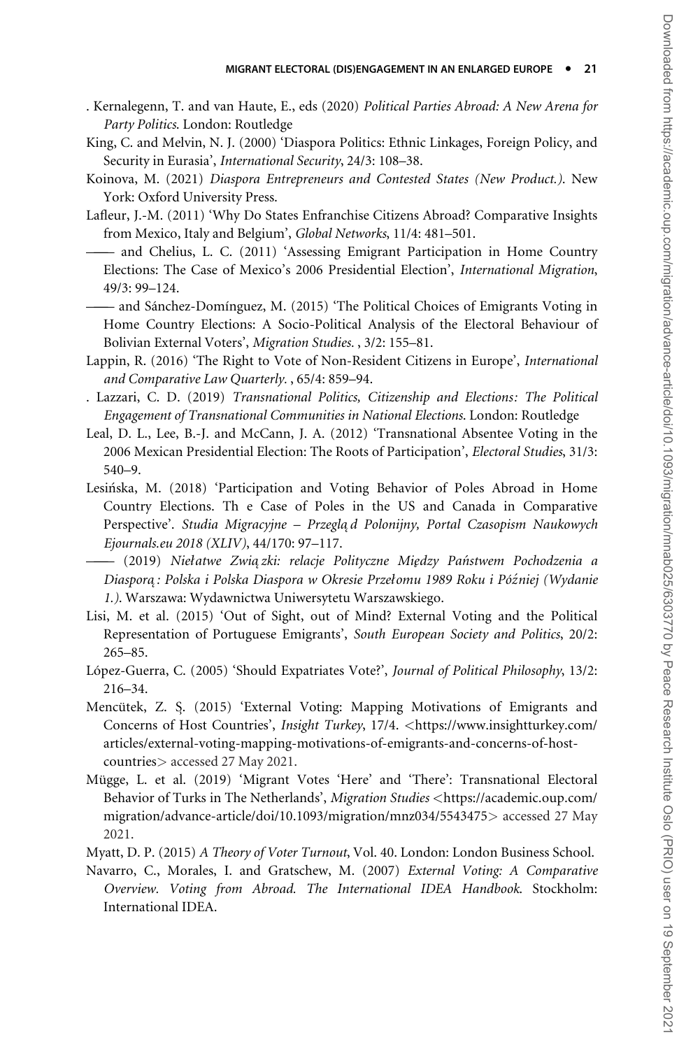. Kernalegenn, T. and van Haute, E., eds (2020) *Political Parties Abroad: A New Arena for Party Politics*. London: Routledge

King, C. and Melvin, N. J. (2000) 'Diaspora Politics: Ethnic Linkages, Foreign Policy, and Security in Eurasia', *International Security*, 24/3: 108–38.

Koinova, M. (2021) *Diaspora Entrepreneurs and Contested States (New Product.)*. New York: Oxford University Press.

Lafleur, J.-M. (2011) 'Why Do States Enfranchise Citizens Abroad? Comparative Insights from Mexico, Italy and Belgium', *Global Networks*, 11/4: 481–501.

—— and Chelius, L. C. (2011) 'Assessing Emigrant Participation in Home Country Elections: The Case of Mexico's 2006 Presidential Election', *International Migration*, 49/3: 99–124.

—— and Sánchez-Domínguez, M. (2015) 'The Political Choices of Emigrants Voting in Home Country Elections: A Socio-Political Analysis of the Electoral Behaviour of Bolivian External Voters', *Migration Studies.* , 3/2: 155–81.

Lappin, R. (2016) 'The Right to Vote of Non-Resident Citizens in Europe', *International and Comparative Law Quarterly.* , 65/4: 859–94.

. Lazzari, C. D. (2019) *Transnational Politics, Citizenship and Elections: The Political Engagement of Transnational Communities in National Elections*. London: Routledge

Leal, D. L., Lee, B.-J. and McCann, J. A. (2012) 'Transnational Absentee Voting in the 2006 Mexican Presidential Election: The Roots of Participation', *Electoral Studies*, 31/3: 540–9.

Lesińska, M. (2018) 'Participation and Voting Behavior of Poles Abroad in Home Country Elections. Th e Case of Poles in the US and Canada in Comparative Perspective'. *Studia Migracyjne – Przegląd Polonijny, Portal Czasopism Naukowych Ejournals.eu 2018 (XLIV)*, 44/170: 97–117.

—— (2019) *Niełatwe Związki: relacje Polityczne Między Państwem Pochodzenia a Diasporą: Polska i Polska Diaspora w Okresie Przełomu 1989 Roku i Później (Wydanie 1.)*. Warszawa: Wydawnictwa Uniwersytetu Warszawskiego.

Lisi, M. et al. (2015) 'Out of Sight, out of Mind? External Voting and the Political Representation of Portuguese Emigrants', *South European Society and Politics*, 20/2: 265–85.

López-Guerra, C. (2005) 'Should Expatriates Vote?', *Journal of Political Philosophy*, 13/2: 216–34.

Mencütek, Z. Ş. (2015) 'External Voting: Mapping Motivations of Emigrants and Concerns of Host Countries', *Insight Turkey*, 17/4. <https://www.insightturkey.com/articles/external-voting-mapping-motivations-of-emigrants-and-concerns-of-host-countries> accessed 27 May 2021.

Mügge, L. et al. (2019) 'Migrant Votes 'Here' and 'There': Transnational Electoral Behavior of Turks in The Netherlands', *Migration Studies* <https://academic.oup.com/migration/advance-article/doi/10.1093/migration/mnz034/5543475> accessed 27 May 2021.

Myatt, D. P. (2015) *A Theory of Voter Turnout*, Vol. 40. London: London Business School.

Navarro, C., Morales, I. and Gratschew, M. (2007) *External Voting: A Comparative Overview. Voting from Abroad. The International IDEA Handbook.* Stockholm: International IDEA.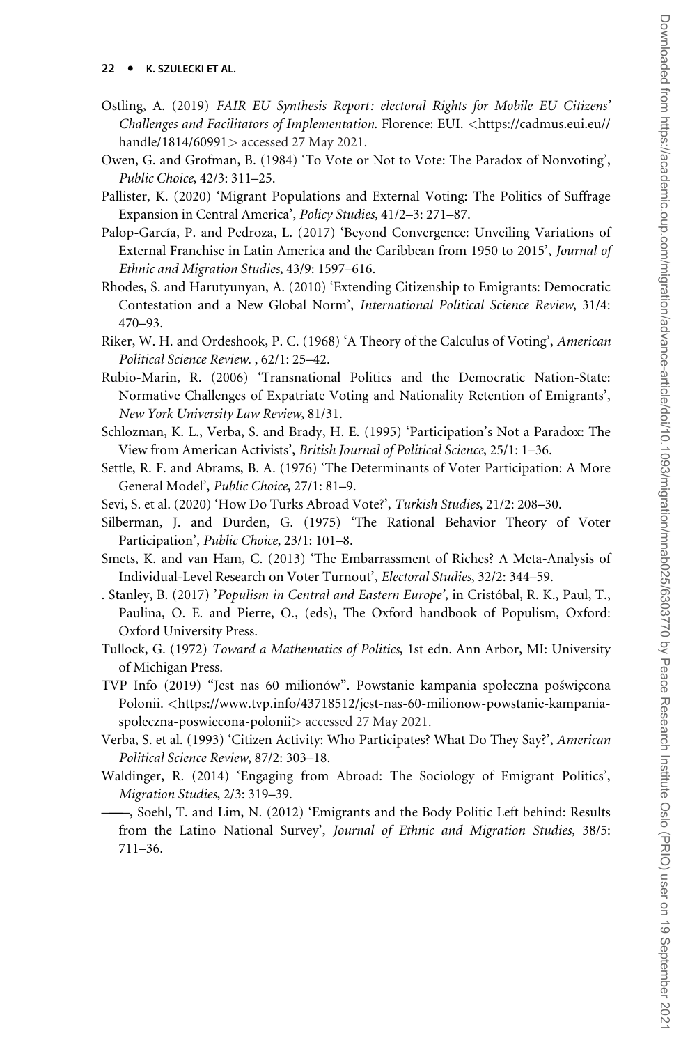Ostling, A. (2019) *FAIR EU Synthesis Report: electoral Rights for Mobile EU Citizens' Challenges and Facilitators of Implementation*. Florence: EUI. <https://cadmus.eui.eu//handle/1814/60991> accessed 27 May 2021.

Owen, G. and Grofman, B. (1984) 'To Vote or Not to Vote: The Paradox of Nonvoting', *Public Choice*, 42/3: 311–25.

Pallister, K. (2020) 'Migrant Populations and External Voting: The Politics of Suffrage Expansion in Central America', *Policy Studies*, 41/2–3: 271–87.

Palop-García, P. and Pedroza, L. (2017) 'Beyond Convergence: Unveiling Variations of External Franchise in Latin America and the Caribbean from 1950 to 2015', *Journal of Ethnic and Migration Studies*, 43/9: 1597–616.

Rhodes, S. and Harutyunyan, A. (2010) 'Extending Citizenship to Emigrants: Democratic Contestation and a New Global Norm', *International Political Science Review*, 31/4: 470–93.

Riker, W. H. and Ordeshook, P. C. (1968) 'A Theory of the Calculus of Voting', *American Political Science Review*. , 62/1: 25–42.

Rubio-Marin, R. (2006) 'Transnational Politics and the Democratic Nation-State: Normative Challenges of Expatriate Voting and Nationality Retention of Emigrants', *New York University Law Review*, 81/31.

Schlozman, K. L., Verba, S. and Brady, H. E. (1995) 'Participation's Not a Paradox: The View from American Activists', *British Journal of Political Science*, 25/1: 1–36.

Settle, R. F. and Abrams, B. A. (1976) 'The Determinants of Voter Participation: A More General Model', *Public Choice*, 27/1: 81–9.

Sevi, S. et al. (2020) 'How Do Turks Abroad Vote?', *Turkish Studies*, 21/2: 208–30.

Silberman, J. and Durden, G. (1975) 'The Rational Behavior Theory of Voter Participation', *Public Choice*, 23/1: 101–8.

Smets, K. and van Ham, C. (2013) 'The Embarrassment of Riches? A Meta-Analysis of Individual-Level Research on Voter Turnout', *Electoral Studies*, 32/2: 344–59.

. Stanley, B. (2017) '*Populism in Central and Eastern Europe*', in Cristóbal, R. K., Paul, T., Paulina, O. E. and Pierre, O., (eds), The Oxford handbook of Populism, Oxford: Oxford University Press.

Tullock, G. (1972) *Toward a Mathematics of Politics*, 1st edn. Ann Arbor, MI: University of Michigan Press.

TVP Info (2019) "Jest nas 60 milionów". Powstanie kampania społeczna poświęcona Polonii. <https://www.tvp.info/43718512/jest-nas-60-milionow-powstanie-kampania-spoleczna-poswiecona-polonii> accessed 27 May 2021.

Verba, S. et al. (1993) 'Citizen Activity: Who Participates? What Do They Say?', *American Political Science Review*, 87/2: 303–18.

Waldinger, R. (2014) 'Engaging from Abroad: The Sociology of Emigrant Politics', *Migration Studies*, 2/3: 319–39.

——, Soehl, T. and Lim, N. (2012) 'Emigrants and the Body Politic Left behind: Results from the Latino National Survey', *Journal of Ethnic and Migration Studies*, 38/5: 711–36.